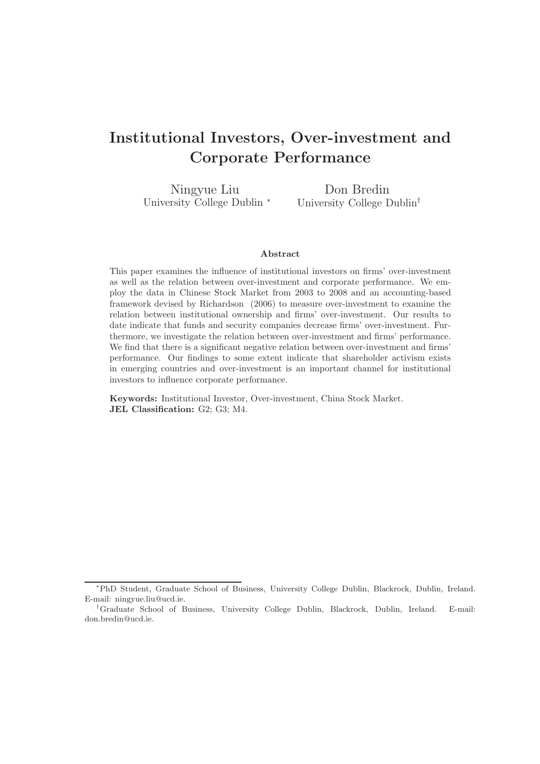# Institutional Investors, Over-investment and Corporate Performance

Ningyue Liu
University College Dublin [*]

Don Bredin
University College Dublin[†]

**Abstract**

This paper examines the influence of institutional investors on firms' over-investment as well as the relation between over-investment and corporate performance. We employ the data in Chinese Stock Market from 2003 to 2008 and an accounting-based framework devised by Richardson (2006) to measure over-investment to examine the relation between institutional ownership and firms' over-investment. Our results to date indicate that funds and security companies decrease firms' over-investment. Furthermore, we investigate the relation between over-investment and firms' performance. We find that there is a significant negative relation between over-investment and firms' performance. Our findings to some extent indicate that shareholder activism exists in emerging countries and over-investment is an important channel for institutional investors to influence corporate performance.

**Keywords:** Institutional Investor, Over-investment, China Stock Market.
**JEL Classification:** G2; G3; M4.

---

[*]PhD Student, Graduate School of Business, University College Dublin, Blackrock, Dublin, Ireland. E-mail: ningyue.liu@ucd.ie.

[†]Graduate School of Business, University College Dublin, Blackrock, Dublin, Ireland. E-mail: don.bredin@ucd.ie.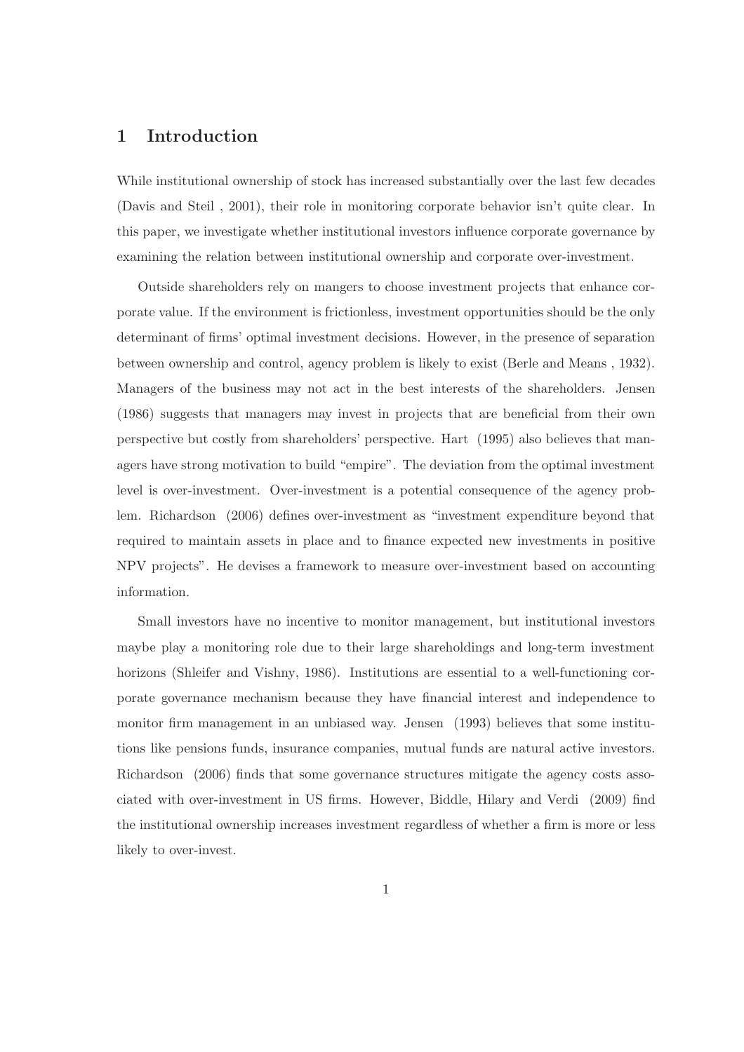# 1 Introduction

While institutional ownership of stock has increased substantially over the last few decades (Davis and Steil , 2001), their role in monitoring corporate behavior isn't quite clear. In this paper, we investigate whether institutional investors influence corporate governance by examining the relation between institutional ownership and corporate over-investment.

Outside shareholders rely on mangers to choose investment projects that enhance corporate value. If the environment is frictionless, investment opportunities should be the only determinant of firms' optimal investment decisions. However, in the presence of separation between ownership and control, agency problem is likely to exist (Berle and Means , 1932). Managers of the business may not act in the best interests of the shareholders. Jensen (1986) suggests that managers may invest in projects that are beneficial from their own perspective but costly from shareholders' perspective. Hart (1995) also believes that managers have strong motivation to build "empire". The deviation from the optimal investment level is over-investment. Over-investment is a potential consequence of the agency problem. Richardson (2006) defines over-investment as "investment expenditure beyond that required to maintain assets in place and to finance expected new investments in positive NPV projects". He devises a framework to measure over-investment based on accounting information.

Small investors have no incentive to monitor management, but institutional investors maybe play a monitoring role due to their large shareholdings and long-term investment horizons (Shleifer and Vishny, 1986). Institutions are essential to a well-functioning corporate governance mechanism because they have financial interest and independence to monitor firm management in an unbiased way. Jensen (1993) believes that some institutions like pensions funds, insurance companies, mutual funds are natural active investors. Richardson (2006) finds that some governance structures mitigate the agency costs associated with over-investment in US firms. However, Biddle, Hilary and Verdi (2009) find the institutional ownership increases investment regardless of whether a firm is more or less likely to over-invest.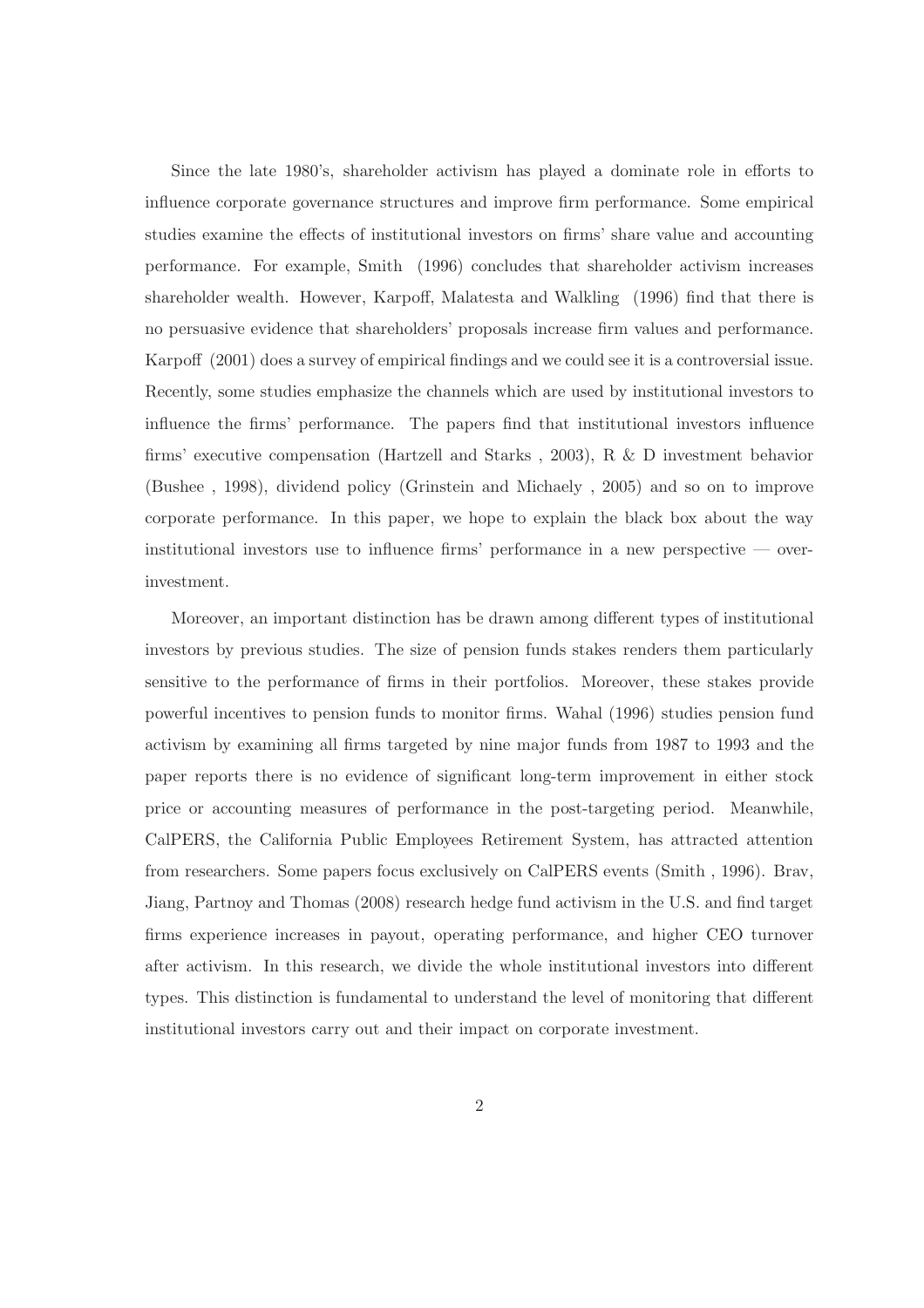Since the late 1980's, shareholder activism has played a dominate role in efforts to influence corporate governance structures and improve firm performance. Some empirical studies examine the effects of institutional investors on firms' share value and accounting performance. For example, Smith (1996) concludes that shareholder activism increases shareholder wealth. However, Karpoff, Malatesta and Walkling (1996) find that there is no persuasive evidence that shareholders' proposals increase firm values and performance. Karpoff (2001) does a survey of empirical findings and we could see it is a controversial issue. Recently, some studies emphasize the channels which are used by institutional investors to influence the firms' performance. The papers find that institutional investors influence firms' executive compensation (Hartzell and Starks , 2003), R & D investment behavior (Bushee , 1998), dividend policy (Grinstein and Michaely , 2005) and so on to improve corporate performance. In this paper, we hope to explain the black box about the way institutional investors use to influence firms' performance in a new perspective — over-investment.

Moreover, an important distinction has be drawn among different types of institutional investors by previous studies. The size of pension funds stakes renders them particularly sensitive to the performance of firms in their portfolios. Moreover, these stakes provide powerful incentives to pension funds to monitor firms. Wahal (1996) studies pension fund activism by examining all firms targeted by nine major funds from 1987 to 1993 and the paper reports there is no evidence of significant long-term improvement in either stock price or accounting measures of performance in the post-targeting period. Meanwhile, CalPERS, the California Public Employees Retirement System, has attracted attention from researchers. Some papers focus exclusively on CalPERS events (Smith , 1996). Brav, Jiang, Partnoy and Thomas (2008) research hedge fund activism in the U.S. and find target firms experience increases in payout, operating performance, and higher CEO turnover after activism. In this research, we divide the whole institutional investors into different types. This distinction is fundamental to understand the level of monitoring that different institutional investors carry out and their impact on corporate investment.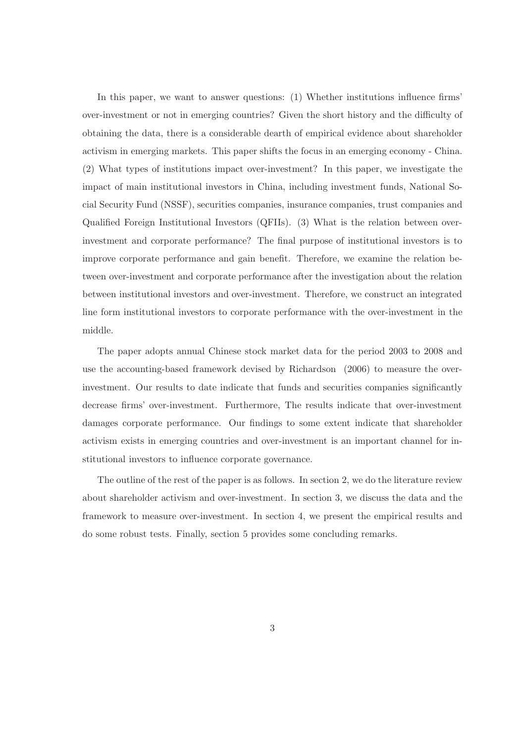In this paper, we want to answer questions: (1) Whether institutions influence firms' over-investment or not in emerging countries? Given the short history and the difficulty of obtaining the data, there is a considerable dearth of empirical evidence about shareholder activism in emerging markets. This paper shifts the focus in an emerging economy - China. (2) What types of institutions impact over-investment? In this paper, we investigate the impact of main institutional investors in China, including investment funds, National Social Security Fund (NSSF), securities companies, insurance companies, trust companies and Qualified Foreign Institutional Investors (QFIIs). (3) What is the relation between over-investment and corporate performance? The final purpose of institutional investors is to improve corporate performance and gain benefit. Therefore, we examine the relation between over-investment and corporate performance after the investigation about the relation between institutional investors and over-investment. Therefore, we construct an integrated line form institutional investors to corporate performance with the over-investment in the middle.

The paper adopts annual Chinese stock market data for the period 2003 to 2008 and use the accounting-based framework devised by Richardson (2006) to measure the over-investment. Our results to date indicate that funds and securities companies significantly decrease firms' over-investment. Furthermore, The results indicate that over-investment damages corporate performance. Our findings to some extent indicate that shareholder activism exists in emerging countries and over-investment is an important channel for institutional investors to influence corporate governance.

The outline of the rest of the paper is as follows. In section 2, we do the literature review about shareholder activism and over-investment. In section 3, we discuss the data and the framework to measure over-investment. In section 4, we present the empirical results and do some robust tests. Finally, section 5 provides some concluding remarks.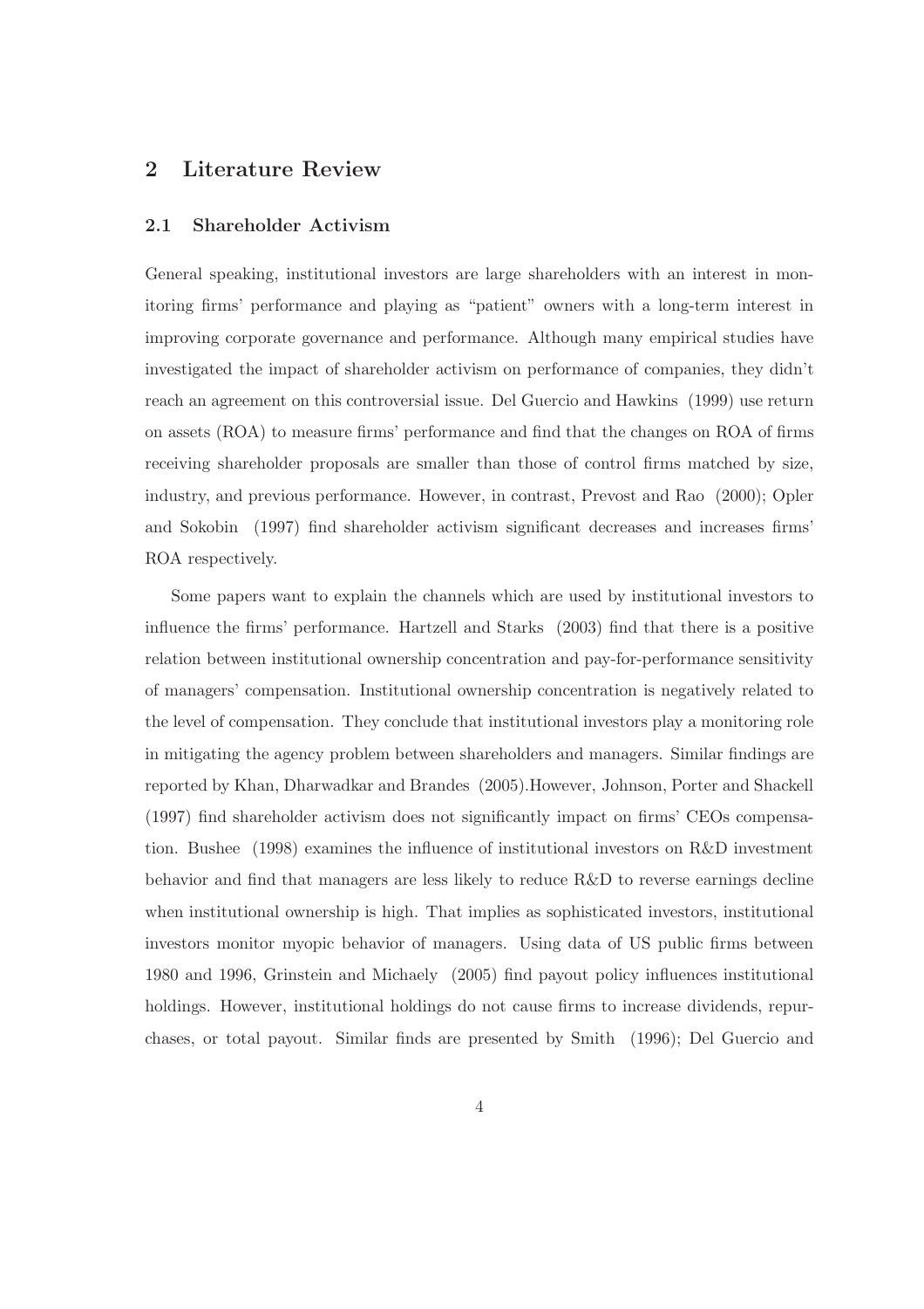## 2 Literature Review

### 2.1 Shareholder Activism

General speaking, institutional investors are large shareholders with an interest in monitoring firms' performance and playing as "patient" owners with a long-term interest in improving corporate governance and performance. Although many empirical studies have investigated the impact of shareholder activism on performance of companies, they didn't reach an agreement on this controversial issue. Del Guercio and Hawkins (1999) use return on assets (ROA) to measure firms' performance and find that the changes on ROA of firms receiving shareholder proposals are smaller than those of control firms matched by size, industry, and previous performance. However, in contrast, Prevost and Rao (2000); Opler and Sokobin (1997) find shareholder activism significant decreases and increases firms' ROA respectively.

Some papers want to explain the channels which are used by institutional investors to influence the firms' performance. Hartzell and Starks (2003) find that there is a positive relation between institutional ownership concentration and pay-for-performance sensitivity of managers' compensation. Institutional ownership concentration is negatively related to the level of compensation. They conclude that institutional investors play a monitoring role in mitigating the agency problem between shareholders and managers. Similar findings are reported by Khan, Dharwadkar and Brandes (2005).However, Johnson, Porter and Shackell (1997) find shareholder activism does not significantly impact on firms' CEOs compensation. Bushee (1998) examines the influence of institutional investors on R&D investment behavior and find that managers are less likely to reduce R&D to reverse earnings decline when institutional ownership is high. That implies as sophisticated investors, institutional investors monitor myopic behavior of managers. Using data of US public firms between 1980 and 1996, Grinstein and Michaely (2005) find payout policy influences institutional holdings. However, institutional holdings do not cause firms to increase dividends, repurchases, or total payout. Similar finds are presented by Smith (1996); Del Guercio and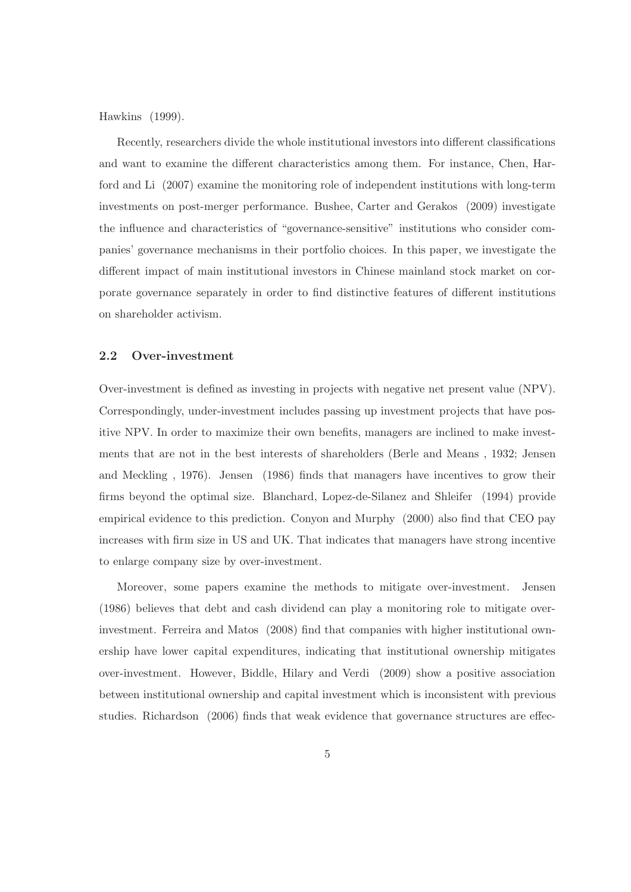Hawkins (1999).

Recently, researchers divide the whole institutional investors into different classifications and want to examine the different characteristics among them. For instance, Chen, Harford and Li (2007) examine the monitoring role of independent institutions with long-term investments on post-merger performance. Bushee, Carter and Gerakos (2009) investigate the influence and characteristics of "governance-sensitive" institutions who consider companies' governance mechanisms in their portfolio choices. In this paper, we investigate the different impact of main institutional investors in Chinese mainland stock market on corporate governance separately in order to find distinctive features of different institutions on shareholder activism.

## 2.2 Over-investment

Over-investment is defined as investing in projects with negative net present value (NPV). Correspondingly, under-investment includes passing up investment projects that have positive NPV. In order to maximize their own benefits, managers are inclined to make investments that are not in the best interests of shareholders (Berle and Means , 1932; Jensen and Meckling , 1976). Jensen (1986) finds that managers have incentives to grow their firms beyond the optimal size. Blanchard, Lopez-de-Silanez and Shleifer (1994) provide empirical evidence to this prediction. Conyon and Murphy (2000) also find that CEO pay increases with firm size in US and UK. That indicates that managers have strong incentive to enlarge company size by over-investment.

Moreover, some papers examine the methods to mitigate over-investment. Jensen (1986) believes that debt and cash dividend can play a monitoring role to mitigate over-investment. Ferreira and Matos (2008) find that companies with higher institutional ownership have lower capital expenditures, indicating that institutional ownership mitigates over-investment. However, Biddle, Hilary and Verdi (2009) show a positive association between institutional ownership and capital investment which is inconsistent with previous studies. Richardson (2006) finds that weak evidence that governance structures are effec-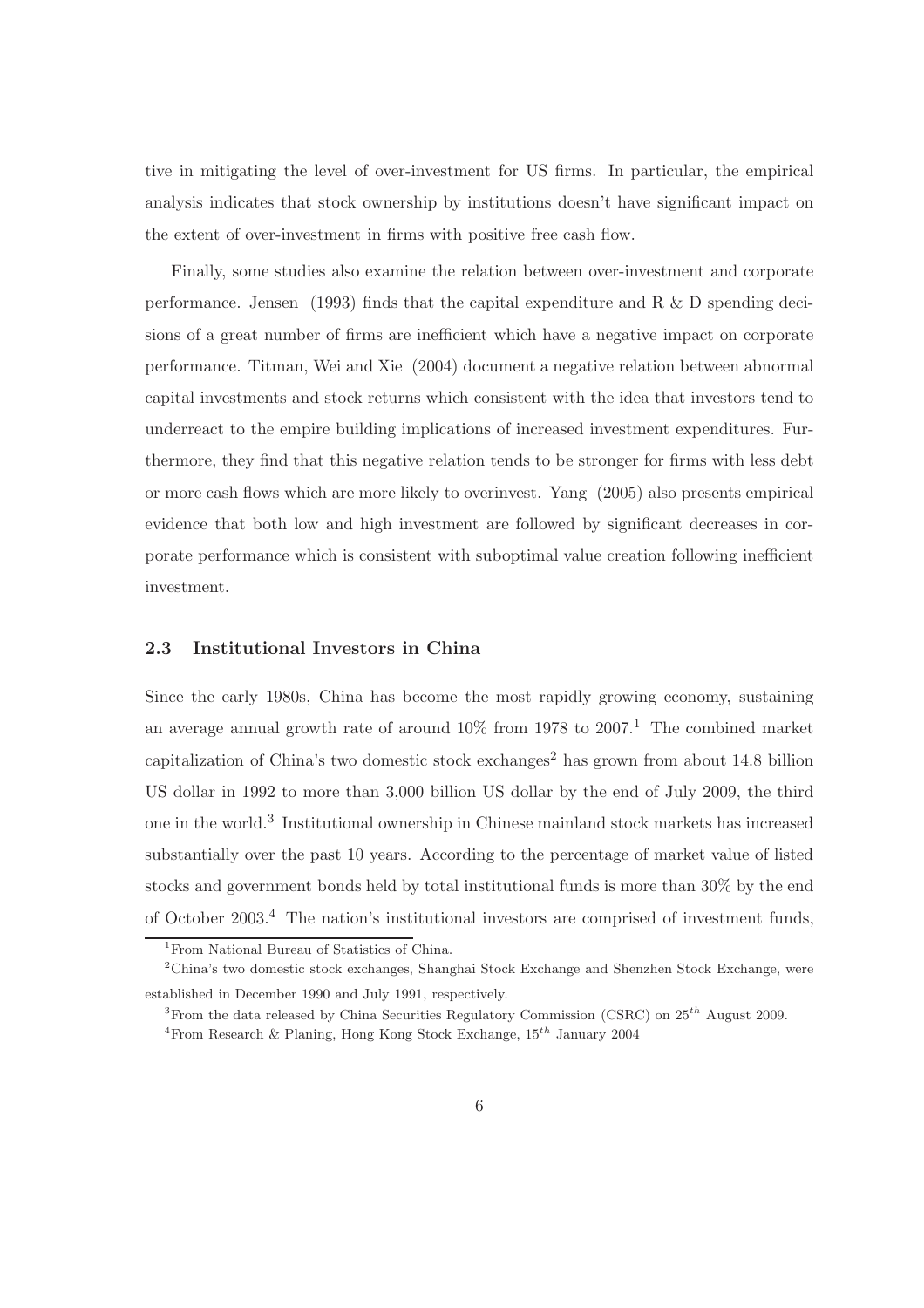tive in mitigating the level of over-investment for US firms. In particular, the empirical analysis indicates that stock ownership by institutions doesn't have significant impact on the extent of over-investment in firms with positive free cash flow.

Finally, some studies also examine the relation between over-investment and corporate performance. Jensen (1993) finds that the capital expenditure and R & D spending decisions of a great number of firms are inefficient which have a negative impact on corporate performance. Titman, Wei and Xie (2004) document a negative relation between abnormal capital investments and stock returns which consistent with the idea that investors tend to underreact to the empire building implications of increased investment expenditures. Furthermore, they find that this negative relation tends to be stronger for firms with less debt or more cash flows which are more likely to overinvest. Yang (2005) also presents empirical evidence that both low and high investment are followed by significant decreases in corporate performance which is consistent with suboptimal value creation following inefficient investment.

### 2.3 Institutional Investors in China

Since the early 1980s, China has become the most rapidly growing economy, sustaining an average annual growth rate of around 10% from 1978 to 2007.[1] The combined market capitalization of China's two domestic stock exchanges[2] has grown from about 14.8 billion US dollar in 1992 to more than 3,000 billion US dollar by the end of July 2009, the third one in the world.[3] Institutional ownership in Chinese mainland stock markets has increased substantially over the past 10 years. According to the percentage of market value of listed stocks and government bonds held by total institutional funds is more than 30% by the end of October 2003.[4] The nation's institutional investors are comprised of investment funds,

[1] From National Bureau of Statistics of China.

[2] China's two domestic stock exchanges, Shanghai Stock Exchange and Shenzhen Stock Exchange, were established in December 1990 and July 1991, respectively.

[3] From the data released by China Securities Regulatory Commission (CSRC) on $25^{th}$ August 2009.

[4] From Research & Planing, Hong Kong Stock Exchange, $15^{th}$ January 2004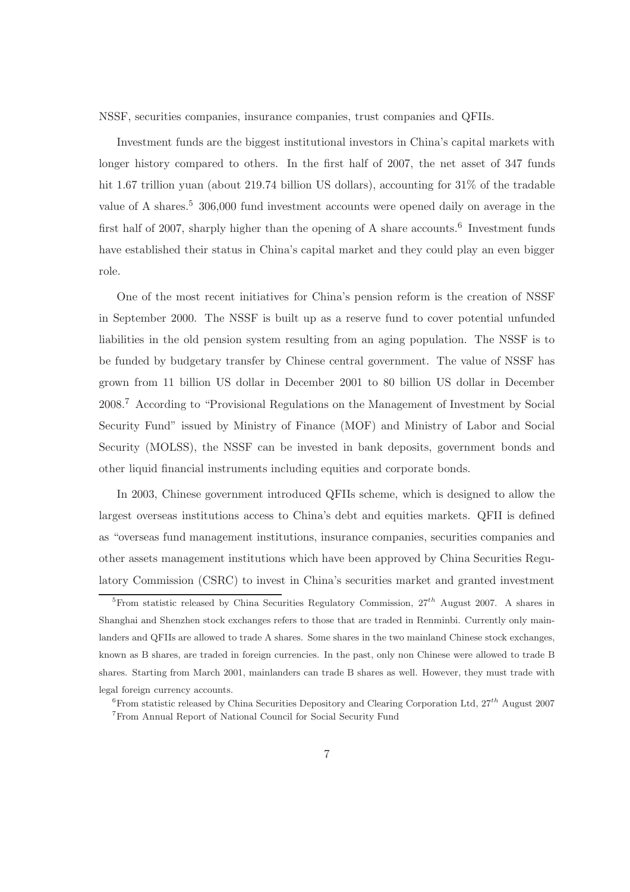NSSF, securities companies, insurance companies, trust companies and QFIIs.

Investment funds are the biggest institutional investors in China's capital markets with longer history compared to others. In the first half of 2007, the net asset of 347 funds hit 1.67 trillion yuan (about 219.74 billion US dollars), accounting for 31% of the tradable value of A shares.[5] 306,000 fund investment accounts were opened daily on average in the first half of 2007, sharply higher than the opening of A share accounts.[6] Investment funds have established their status in China's capital market and they could play an even bigger role.

One of the most recent initiatives for China's pension reform is the creation of NSSF in September 2000. The NSSF is built up as a reserve fund to cover potential unfunded liabilities in the old pension system resulting from an aging population. The NSSF is to be funded by budgetary transfer by Chinese central government. The value of NSSF has grown from 11 billion US dollar in December 2001 to 80 billion US dollar in December 2008.[7] According to "Provisional Regulations on the Management of Investment by Social Security Fund" issued by Ministry of Finance (MOF) and Ministry of Labor and Social Security (MOLSS), the NSSF can be invested in bank deposits, government bonds and other liquid financial instruments including equities and corporate bonds.

In 2003, Chinese government introduced QFIIs scheme, which is designed to allow the largest overseas institutions access to China's debt and equities markets. QFII is defined as "overseas fund management institutions, insurance companies, securities companies and other assets management institutions which have been approved by China Securities Regulatory Commission (CSRC) to invest in China's securities market and granted investment

[5] From statistic released by China Securities Regulatory Commission, $27^{th}$ August 2007. A shares in Shanghai and Shenzhen stock exchanges refers to those that are traded in Renminbi. Currently only mainlanders and QFIIs are allowed to trade A shares. Some shares in the two mainland Chinese stock exchanges, known as B shares, are traded in foreign currencies. In the past, only non Chinese were allowed to trade B shares. Starting from March 2001, mainlanders can trade B shares as well. However, they must trade with legal foreign currency accounts.

[6] From statistic released by China Securities Depository and Clearing Corporation Ltd, $27^{th}$ August 2007

[7] From Annual Report of National Council for Social Security Fund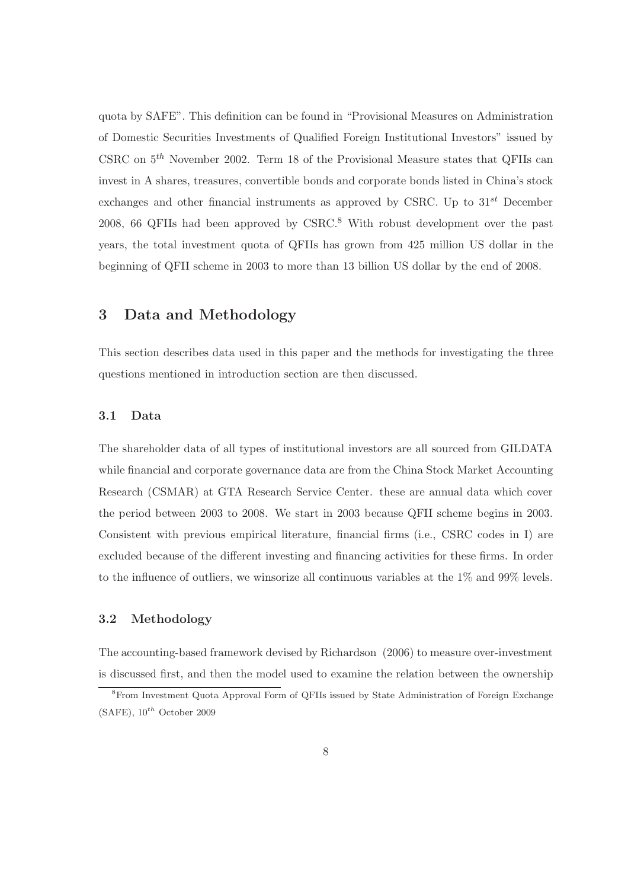quota by SAFE". This definition can be found in "Provisional Measures on Administration of Domestic Securities Investments of Qualified Foreign Institutional Investors" issued by CSRC on $5^{th}$ November 2002. Term 18 of the Provisional Measure states that QFIIs can invest in A shares, treasures, convertible bonds and corporate bonds listed in China's stock exchanges and other financial instruments as approved by CSRC. Up to $31^{st}$ December 2008, 66 QFIIs had been approved by CSRC.[8] With robust development over the past years, the total investment quota of QFIIs has grown from 425 million US dollar in the beginning of QFII scheme in 2003 to more than 13 billion US dollar by the end of 2008.

## 3 Data and Methodology

This section describes data used in this paper and the methods for investigating the three questions mentioned in introduction section are then discussed.

### 3.1 Data

The shareholder data of all types of institutional investors are all sourced from GILDATA while financial and corporate governance data are from the China Stock Market Accounting Research (CSMAR) at GTA Research Service Center. these are annual data which cover the period between 2003 to 2008. We start in 2003 because QFII scheme begins in 2003. Consistent with previous empirical literature, financial firms (i.e., CSRC codes in I) are excluded because of the different investing and financing activities for these firms. In order to the influence of outliers, we winsorize all continuous variables at the 1% and 99% levels.

### 3.2 Methodology

The accounting-based framework devised by Richardson (2006) to measure over-investment is discussed first, and then the model used to examine the relation between the ownership

[8] From Investment Quota Approval Form of QFIIs issued by State Administration of Foreign Exchange (SAFE), $10^{th}$ October 2009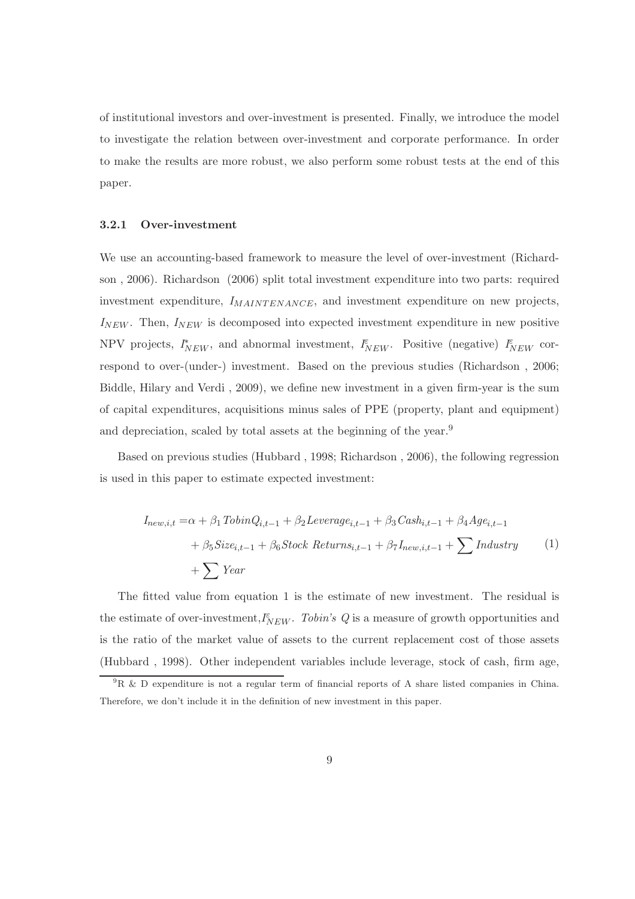of institutional investors and over-investment is presented. Finally, we introduce the model to investigate the relation between over-investment and corporate performance. In order to make the results are more robust, we also perform some robust tests at the end of this paper.

### 3.2.1 Over-investment

We use an accounting-based framework to measure the level of over-investment (Richardson , 2006). Richardson (2006) split total investment expenditure into two parts: required investment expenditure, $I_{MAINTENANCE}$, and investment expenditure on new projects, $I_{NEW}$. Then, $I_{NEW}$ is decomposed into expected investment expenditure in new positive NPV projects, $I^{*}_{NEW}$, and abnormal investment, $I^{\varepsilon}_{NEW}$. Positive (negative) $I^{\varepsilon}_{NEW}$ correspond to over-(under-) investment. Based on the previous studies (Richardson , 2006; Biddle, Hilary and Verdi , 2009), we define new investment in a given firm-year is the sum of capital expenditures, acquisitions minus sales of PPE (property, plant and equipment) and depreciation, scaled by total assets at the beginning of the year.[9]

Based on previous studies (Hubbard , 1998; Richardson , 2006), the following regression is used in this paper to estimate expected investment:

$$
\begin{aligned}
I_{new,i,t} =& \alpha + \beta_1 \, TobinQ_{i,t-1} + \beta_2 Leverage_{i,t-1} + \beta_3 Cash_{i,t-1} + \beta_4 Age_{i,t-1} \\
&+ \beta_5 Size_{i,t-1} + \beta_6 Stock\ Returns_{i,t-1} + \beta_7 I_{new,i,t-1} + \sum Industry \\
&+ \sum Year
\end{aligned} \tag{1}
$$

The fitted value from equation 1 is the estimate of new investment. The residual is the estimate of over-investment, $I^{\varepsilon}_{NEW}$. *Tobin's Q* is a measure of growth opportunities and is the ratio of the market value of assets to the current replacement cost of those assets (Hubbard , 1998). Other independent variables include leverage, stock of cash, firm age,

[9] R & D expenditure is not a regular term of financial reports of A share listed companies in China. Therefore, we don't include it in the definition of new investment in this paper.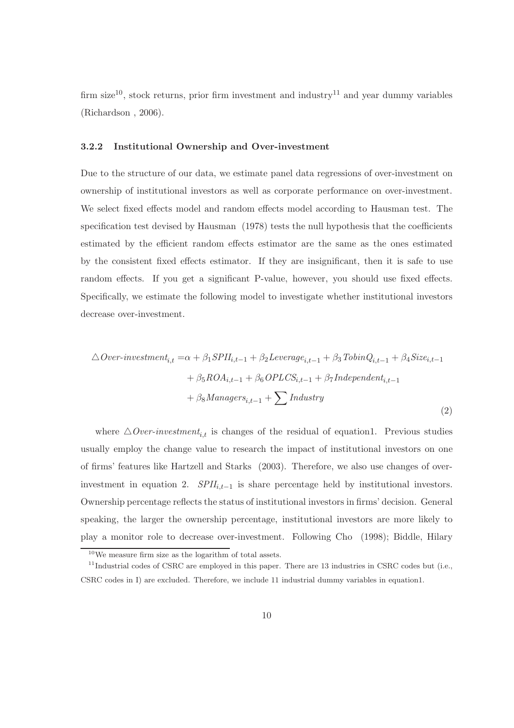firm size[10], stock returns, prior firm investment and industry[11] and year dummy variables (Richardson , 2006).

### 3.2.2 Institutional Ownership and Over-investment

Due to the structure of our data, we estimate panel data regressions of over-investment on ownership of institutional investors as well as corporate performance on over-investment. We select fixed effects model and random effects model according to Hausman test. The specification test devised by Hausman (1978) tests the null hypothesis that the coefficients estimated by the efficient random effects estimator are the same as the ones estimated by the consistent fixed effects estimator. If they are insignificant, then it is safe to use random effects. If you get a significant P-value, however, you should use fixed effects. Specifically, we estimate the following model to investigate whether institutional investors decrease over-investment.

$$
\begin{aligned}
\triangle Over\text{-}investment_{i,t} =& \alpha + \beta_1 SPII_{i,t-1} + \beta_2 Leverage_{i,t-1} + \beta_3 TobinQ_{i,t-1} + \beta_4 Size_{i,t-1} \\
&+ \beta_5 ROA_{i,t-1} + \beta_6 OPLCS_{i,t-1} + \beta_7 Independent_{i,t-1} \\
&+ \beta_8 Managers_{i,t-1} + \sum Industry
\end{aligned} \tag{2}
$$

where $\triangle Over\text{-}investment_{i,t}$ is changes of the residual of equation1. Previous studies usually employ the change value to research the impact of institutional investors on one of firms' features like Hartzell and Starks (2003). Therefore, we also use changes of over-investment in equation 2. $SPII_{i,t-1}$ is share percentage held by institutional investors. Ownership percentage reflects the status of institutional investors in firms' decision. General speaking, the larger the ownership percentage, institutional investors are more likely to play a monitor role to decrease over-investment. Following Cho (1998); Biddle, Hilary

[10] We measure firm size as the logarithm of total assets.

[11] Industrial codes of CSRC are employed in this paper. There are 13 industries in CSRC codes but (i.e., CSRC codes in I) are excluded. Therefore, we include 11 industrial dummy variables in equation1.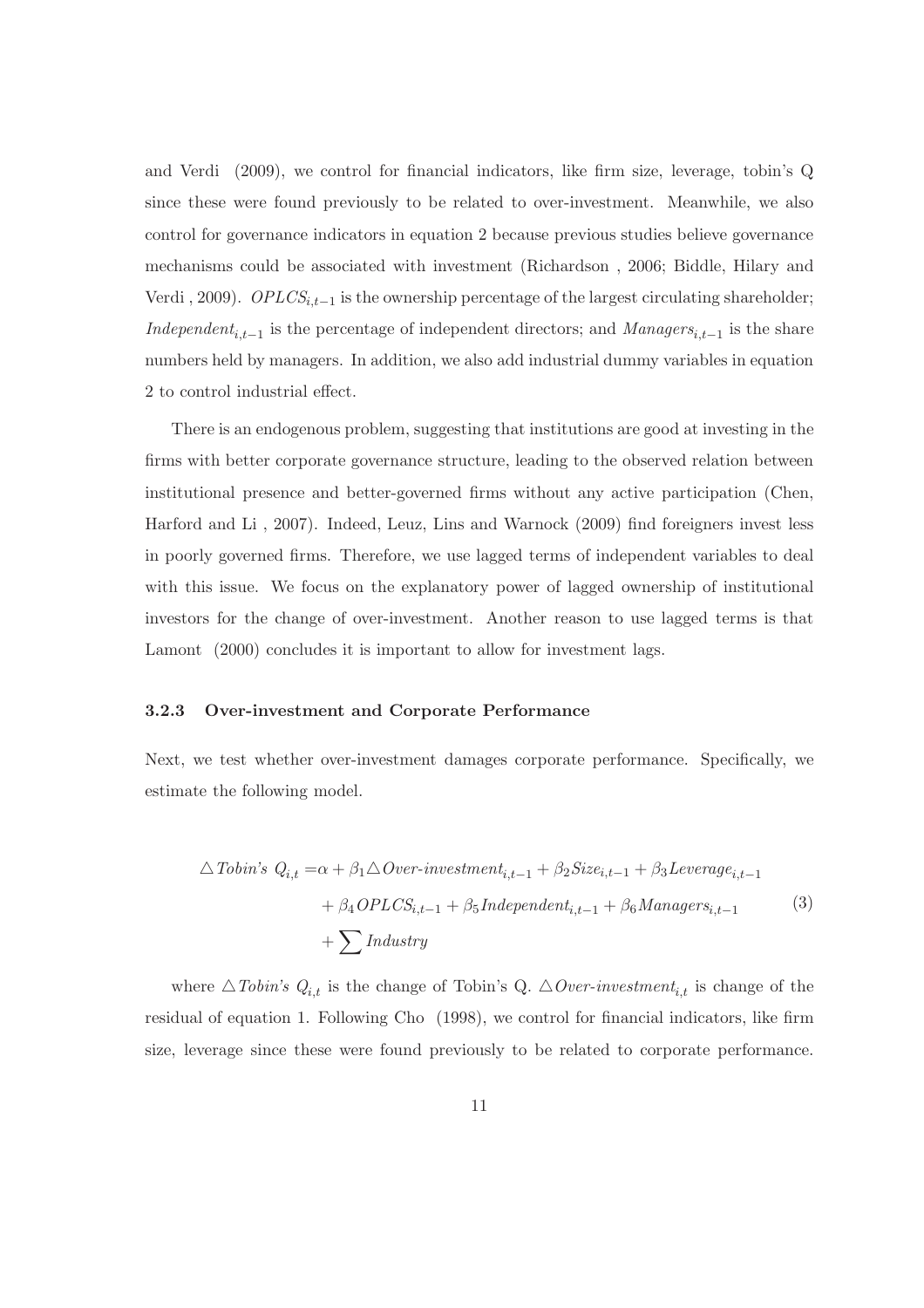and Verdi (2009), we control for financial indicators, like firm size, leverage, tobin's Q since these were found previously to be related to over-investment. Meanwhile, we also control for governance indicators in equation 2 because previous studies believe governance mechanisms could be associated with investment (Richardson , 2006; Biddle, Hilary and Verdi , 2009). $OPLCS_{i,t-1}$ is the ownership percentage of the largest circulating shareholder; $Independent_{i,t-1}$ is the percentage of independent directors; and $Managers_{i,t-1}$ is the share numbers held by managers. In addition, we also add industrial dummy variables in equation 2 to control industrial effect.

There is an endogenous problem, suggesting that institutions are good at investing in the firms with better corporate governance structure, leading to the observed relation between institutional presence and better-governed firms without any active participation (Chen, Harford and Li , 2007). Indeed, Leuz, Lins and Warnock (2009) find foreigners invest less in poorly governed firms. Therefore, we use lagged terms of independent variables to deal with this issue. We focus on the explanatory power of lagged ownership of institutional investors for the change of over-investment. Another reason to use lagged terms is that Lamont (2000) concludes it is important to allow for investment lags.

### 3.2.3 Over-investment and Corporate Performance

Next, we test whether over-investment damages corporate performance. Specifically, we estimate the following model.

$$
\begin{aligned}
\triangle Tobin's\ Q_{i,t} =& \alpha + \beta_1 \triangle Over\text{-}investment_{i,t-1} + \beta_2 Size_{i,t-1} + \beta_3 Leverage_{i,t-1} \\
&+ \beta_4 OPLCS_{i,t-1} + \beta_5 Independent_{i,t-1} + \beta_6 Managers_{i,t-1} \\
&+ \sum Industry
\end{aligned} \tag{3}
$$

where $\triangle Tobin's\ Q_{i,t}$ is the change of Tobin's Q. $\triangle Over\text{-}investment_{i,t}$ is change of the residual of equation 1. Following Cho (1998), we control for financial indicators, like firm size, leverage since these were found previously to be related to corporate performance.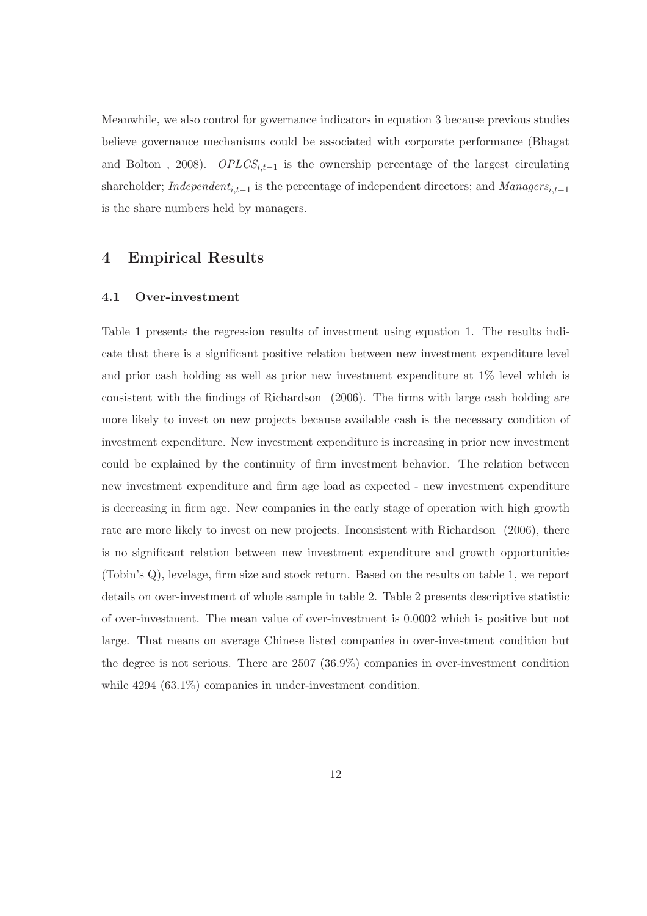Meanwhile, we also control for governance indicators in equation 3 because previous studies believe governance mechanisms could be associated with corporate performance (Bhagat and Bolton , 2008). $OPLCS_{i,t-1}$ is the ownership percentage of the largest circulating shareholder; $Independent_{i,t-1}$ is the percentage of independent directors; and $Managers_{i,t-1}$ is the share numbers held by managers.

## 4 Empirical Results

### 4.1 Over-investment

Table 1 presents the regression results of investment using equation 1. The results indicate that there is a significant positive relation between new investment expenditure level and prior cash holding as well as prior new investment expenditure at 1% level which is consistent with the findings of Richardson (2006). The firms with large cash holding are more likely to invest on new projects because available cash is the necessary condition of investment expenditure. New investment expenditure is increasing in prior new investment could be explained by the continuity of firm investment behavior. The relation between new investment expenditure and firm age load as expected - new investment expenditure is decreasing in firm age. New companies in the early stage of operation with high growth rate are more likely to invest on new projects. Inconsistent with Richardson (2006), there is no significant relation between new investment expenditure and growth opportunities (Tobin's Q), levelage, firm size and stock return. Based on the results on table 1, we report details on over-investment of whole sample in table 2. Table 2 presents descriptive statistic of over-investment. The mean value of over-investment is 0.0002 which is positive but not large. That means on average Chinese listed companies in over-investment condition but the degree is not serious. There are 2507 (36.9%) companies in over-investment condition while 4294 (63.1%) companies in under-investment condition.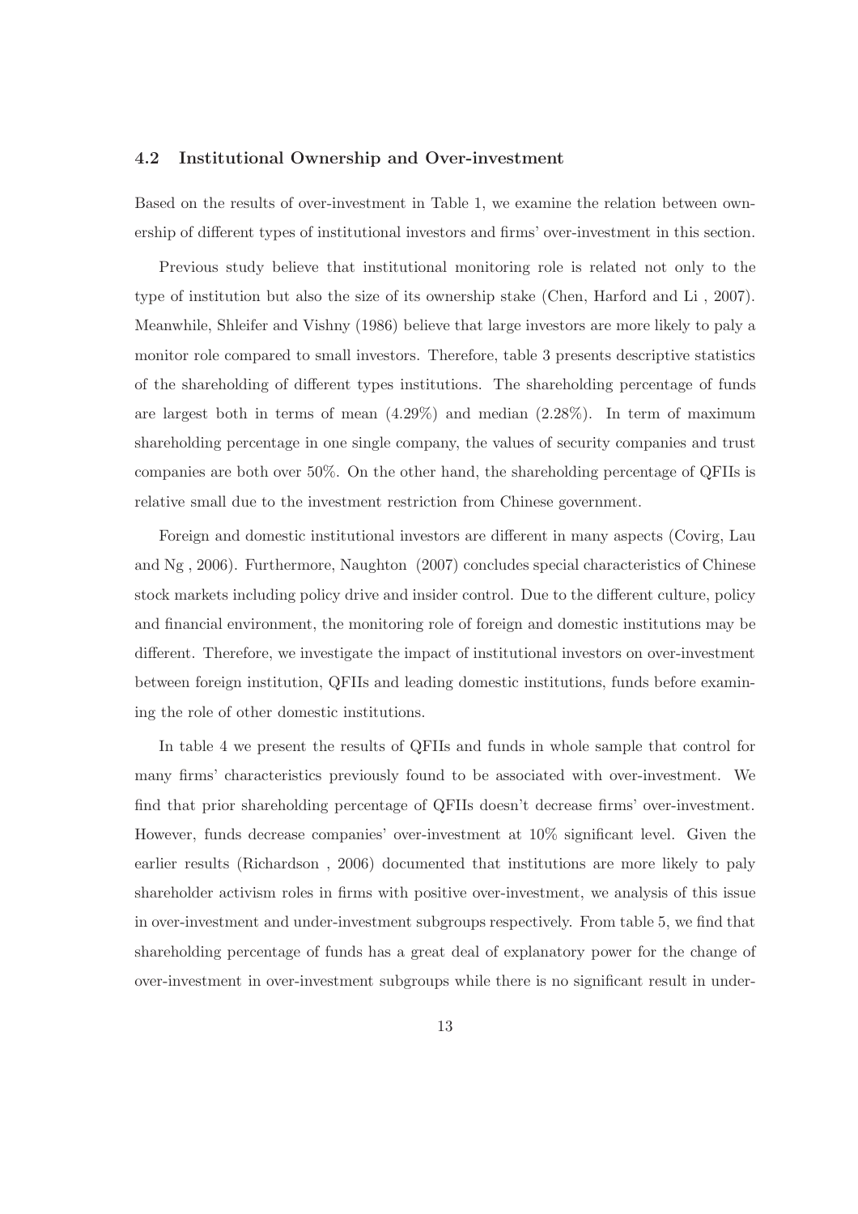### 4.2 Institutional Ownership and Over-investment

Based on the results of over-investment in Table 1, we examine the relation between ownership of different types of institutional investors and firms' over-investment in this section.

Previous study believe that institutional monitoring role is related not only to the type of institution but also the size of its ownership stake (Chen, Harford and Li , 2007). Meanwhile, Shleifer and Vishny (1986) believe that large investors are more likely to paly a monitor role compared to small investors. Therefore, table 3 presents descriptive statistics of the shareholding of different types institutions. The shareholding percentage of funds are largest both in terms of mean (4.29%) and median (2.28%). In term of maximum shareholding percentage in one single company, the values of security companies and trust companies are both over 50%. On the other hand, the shareholding percentage of QFIIs is relative small due to the investment restriction from Chinese government.

Foreign and domestic institutional investors are different in many aspects (Covirg, Lau and Ng , 2006). Furthermore, Naughton (2007) concludes special characteristics of Chinese stock markets including policy drive and insider control. Due to the different culture, policy and financial environment, the monitoring role of foreign and domestic institutions may be different. Therefore, we investigate the impact of institutional investors on over-investment between foreign institution, QFIIs and leading domestic institutions, funds before examining the role of other domestic institutions.

In table 4 we present the results of QFIIs and funds in whole sample that control for many firms' characteristics previously found to be associated with over-investment. We find that prior shareholding percentage of QFIIs doesn't decrease firms' over-investment. However, funds decrease companies' over-investment at 10% significant level. Given the earlier results (Richardson , 2006) documented that institutions are more likely to paly shareholder activism roles in firms with positive over-investment, we analysis of this issue in over-investment and under-investment subgroups respectively. From table 5, we find that shareholding percentage of funds has a great deal of explanatory power for the change of over-investment in over-investment subgroups while there is no significant result in under-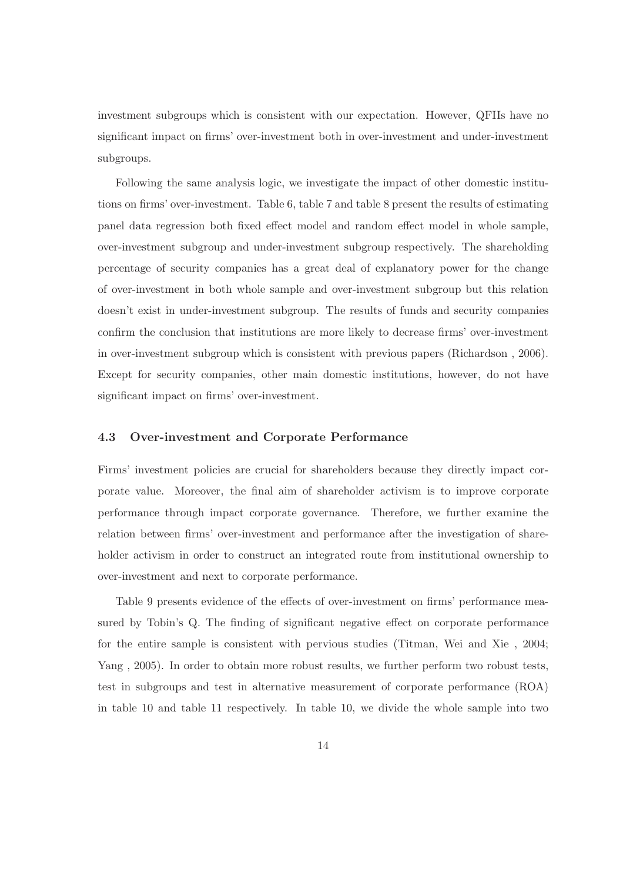investment subgroups which is consistent with our expectation. However, QFIIs have no significant impact on firms' over-investment both in over-investment and under-investment subgroups.

Following the same analysis logic, we investigate the impact of other domestic institutions on firms' over-investment. Table 6, table 7 and table 8 present the results of estimating panel data regression both fixed effect model and random effect model in whole sample, over-investment subgroup and under-investment subgroup respectively. The shareholding percentage of security companies has a great deal of explanatory power for the change of over-investment in both whole sample and over-investment subgroup but this relation doesn't exist in under-investment subgroup. The results of funds and security companies confirm the conclusion that institutions are more likely to decrease firms' over-investment in over-investment subgroup which is consistent with previous papers (Richardson , 2006). Except for security companies, other main domestic institutions, however, do not have significant impact on firms' over-investment.

### 4.3 Over-investment and Corporate Performance

Firms' investment policies are crucial for shareholders because they directly impact corporate value. Moreover, the final aim of shareholder activism is to improve corporate performance through impact corporate governance. Therefore, we further examine the relation between firms' over-investment and performance after the investigation of shareholder activism in order to construct an integrated route from institutional ownership to over-investment and next to corporate performance.

Table 9 presents evidence of the effects of over-investment on firms' performance measured by Tobin's Q. The finding of significant negative effect on corporate performance for the entire sample is consistent with pervious studies (Titman, Wei and Xie , 2004; Yang , 2005). In order to obtain more robust results, we further perform two robust tests, test in subgroups and test in alternative measurement of corporate performance (ROA) in table 10 and table 11 respectively. In table 10, we divide the whole sample into two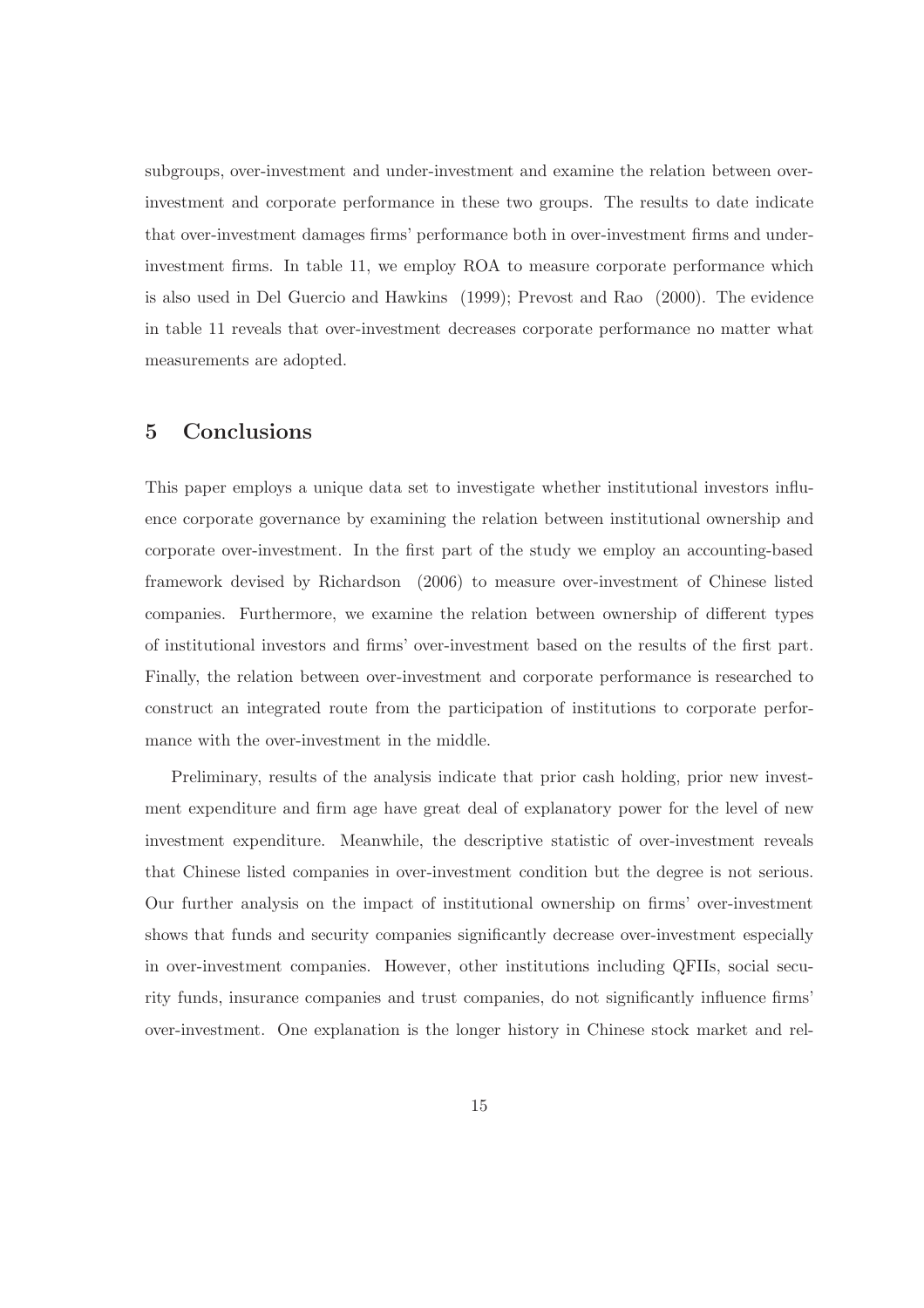subgroups, over-investment and under-investment and examine the relation between over-investment and corporate performance in these two groups. The results to date indicate that over-investment damages firms' performance both in over-investment firms and under-investment firms. In table 11, we employ ROA to measure corporate performance which is also used in Del Guercio and Hawkins (1999); Prevost and Rao (2000). The evidence in table 11 reveals that over-investment decreases corporate performance no matter what measurements are adopted.

## 5 Conclusions

This paper employs a unique data set to investigate whether institutional investors influence corporate governance by examining the relation between institutional ownership and corporate over-investment. In the first part of the study we employ an accounting-based framework devised by Richardson (2006) to measure over-investment of Chinese listed companies. Furthermore, we examine the relation between ownership of different types of institutional investors and firms' over-investment based on the results of the first part. Finally, the relation between over-investment and corporate performance is researched to construct an integrated route from the participation of institutions to corporate performance with the over-investment in the middle.

Preliminary, results of the analysis indicate that prior cash holding, prior new investment expenditure and firm age have great deal of explanatory power for the level of new investment expenditure. Meanwhile, the descriptive statistic of over-investment reveals that Chinese listed companies in over-investment condition but the degree is not serious. Our further analysis on the impact of institutional ownership on firms' over-investment shows that funds and security companies significantly decrease over-investment especially in over-investment companies. However, other institutions including QFIIs, social security funds, insurance companies and trust companies, do not significantly influence firms' over-investment. One explanation is the longer history in Chinese stock market and rel-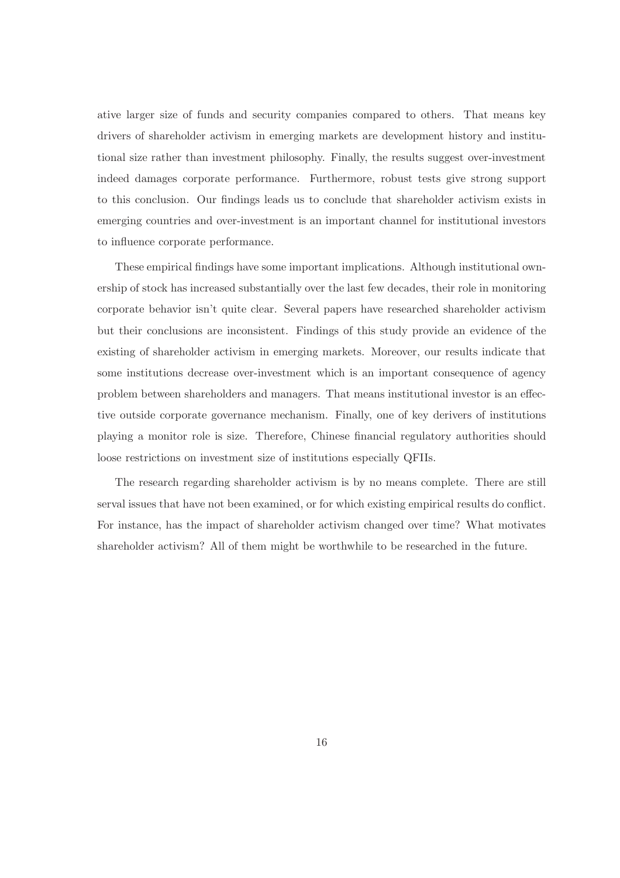ative larger size of funds and security companies compared to others. That means key drivers of shareholder activism in emerging markets are development history and institutional size rather than investment philosophy. Finally, the results suggest over-investment indeed damages corporate performance. Furthermore, robust tests give strong support to this conclusion. Our findings leads us to conclude that shareholder activism exists in emerging countries and over-investment is an important channel for institutional investors to influence corporate performance.

These empirical findings have some important implications. Although institutional ownership of stock has increased substantially over the last few decades, their role in monitoring corporate behavior isn't quite clear. Several papers have researched shareholder activism but their conclusions are inconsistent. Findings of this study provide an evidence of the existing of shareholder activism in emerging markets. Moreover, our results indicate that some institutions decrease over-investment which is an important consequence of agency problem between shareholders and managers. That means institutional investor is an effective outside corporate governance mechanism. Finally, one of key derivers of institutions playing a monitor role is size. Therefore, Chinese financial regulatory authorities should loose restrictions on investment size of institutions especially QFIIs.

The research regarding shareholder activism is by no means complete. There are still serval issues that have not been examined, or for which existing empirical results do conflict. For instance, has the impact of shareholder activism changed over time? What motivates shareholder activism? All of them might be worthwhile to be researched in the future.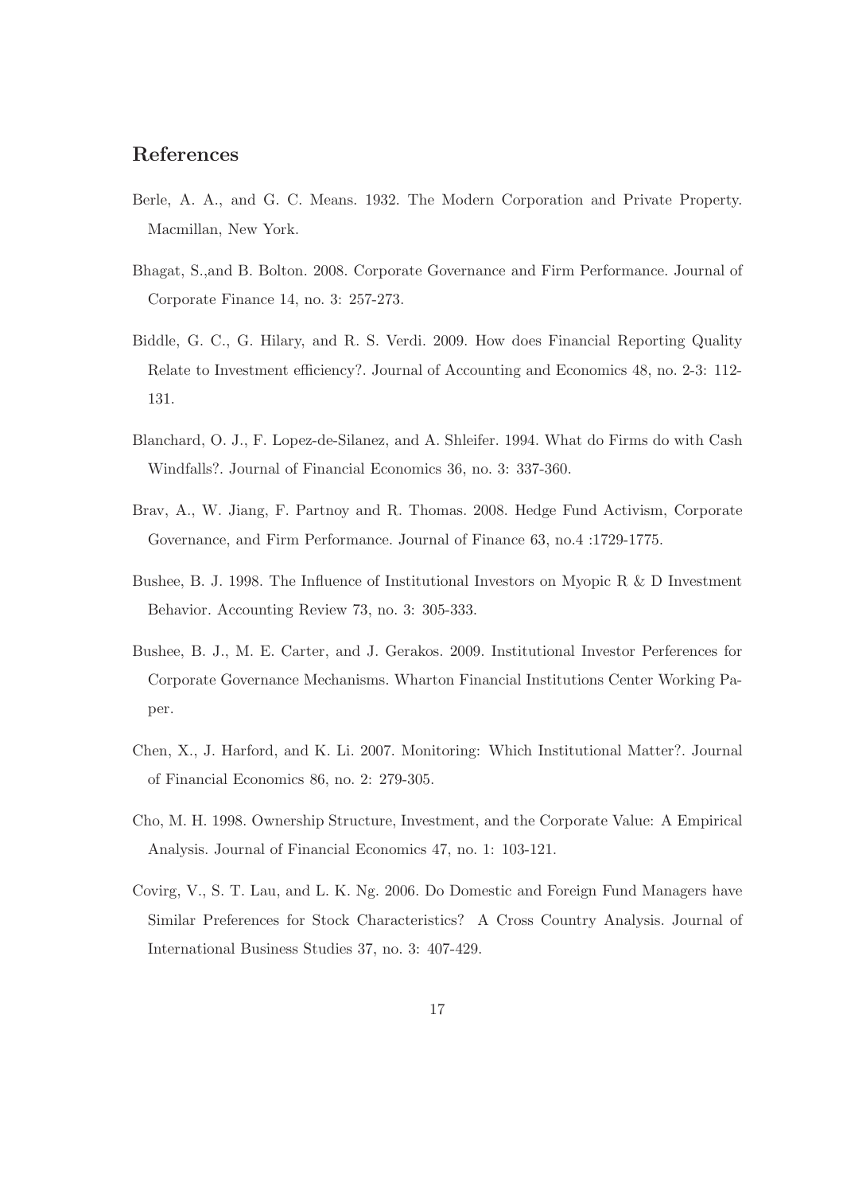## References

Berle, A. A., and G. C. Means. 1932. The Modern Corporation and Private Property. Macmillan, New York.

Bhagat, S.,and B. Bolton. 2008. Corporate Governance and Firm Performance. Journal of Corporate Finance 14, no. 3: 257-273.

Biddle, G. C., G. Hilary, and R. S. Verdi. 2009. How does Financial Reporting Quality Relate to Investment efficiency?. Journal of Accounting and Economics 48, no. 2-3: 112-131.

Blanchard, O. J., F. Lopez-de-Silanez, and A. Shleifer. 1994. What do Firms do with Cash Windfalls?. Journal of Financial Economics 36, no. 3: 337-360.

Brav, A., W. Jiang, F. Partnoy and R. Thomas. 2008. Hedge Fund Activism, Corporate Governance, and Firm Performance. Journal of Finance 63, no.4 :1729-1775.

Bushee, B. J. 1998. The Influence of Institutional Investors on Myopic R & D Investment Behavior. Accounting Review 73, no. 3: 305-333.

Bushee, B. J., M. E. Carter, and J. Gerakos. 2009. Institutional Investor Perferences for Corporate Governance Mechanisms. Wharton Financial Institutions Center Working Paper.

Chen, X., J. Harford, and K. Li. 2007. Monitoring: Which Institutional Matter?. Journal of Financial Economics 86, no. 2: 279-305.

Cho, M. H. 1998. Ownership Structure, Investment, and the Corporate Value: A Empirical Analysis. Journal of Financial Economics 47, no. 1: 103-121.

Covirg, V., S. T. Lau, and L. K. Ng. 2006. Do Domestic and Foreign Fund Managers have Similar Preferences for Stock Characteristics? A Cross Country Analysis. Journal of International Business Studies 37, no. 3: 407-429.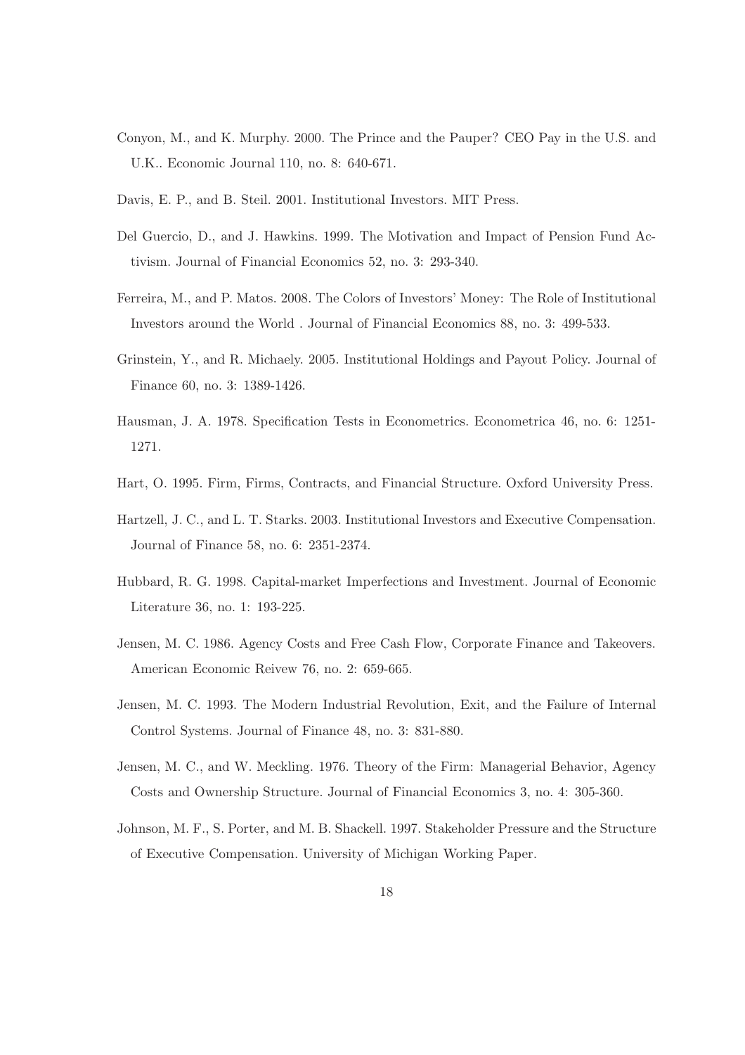Conyon, M., and K. Murphy. 2000. The Prince and the Pauper? CEO Pay in the U.S. and U.K.. Economic Journal 110, no. 8: 640-671.

Davis, E. P., and B. Steil. 2001. Institutional Investors. MIT Press.

Del Guercio, D., and J. Hawkins. 1999. The Motivation and Impact of Pension Fund Activism. Journal of Financial Economics 52, no. 3: 293-340.

Ferreira, M., and P. Matos. 2008. The Colors of Investors' Money: The Role of Institutional Investors around the World . Journal of Financial Economics 88, no. 3: 499-533.

Grinstein, Y., and R. Michaely. 2005. Institutional Holdings and Payout Policy. Journal of Finance 60, no. 3: 1389-1426.

Hausman, J. A. 1978. Specification Tests in Econometrics. Econometrica 46, no. 6: 1251-1271.

Hart, O. 1995. Firm, Firms, Contracts, and Financial Structure. Oxford University Press.

Hartzell, J. C., and L. T. Starks. 2003. Institutional Investors and Executive Compensation. Journal of Finance 58, no. 6: 2351-2374.

Hubbard, R. G. 1998. Capital-market Imperfections and Investment. Journal of Economic Literature 36, no. 1: 193-225.

Jensen, M. C. 1986. Agency Costs and Free Cash Flow, Corporate Finance and Takeovers. American Economic Reivew 76, no. 2: 659-665.

Jensen, M. C. 1993. The Modern Industrial Revolution, Exit, and the Failure of Internal Control Systems. Journal of Finance 48, no. 3: 831-880.

Jensen, M. C., and W. Meckling. 1976. Theory of the Firm: Managerial Behavior, Agency Costs and Ownership Structure. Journal of Financial Economics 3, no. 4: 305-360.

Johnson, M. F., S. Porter, and M. B. Shackell. 1997. Stakeholder Pressure and the Structure of Executive Compensation. University of Michigan Working Paper.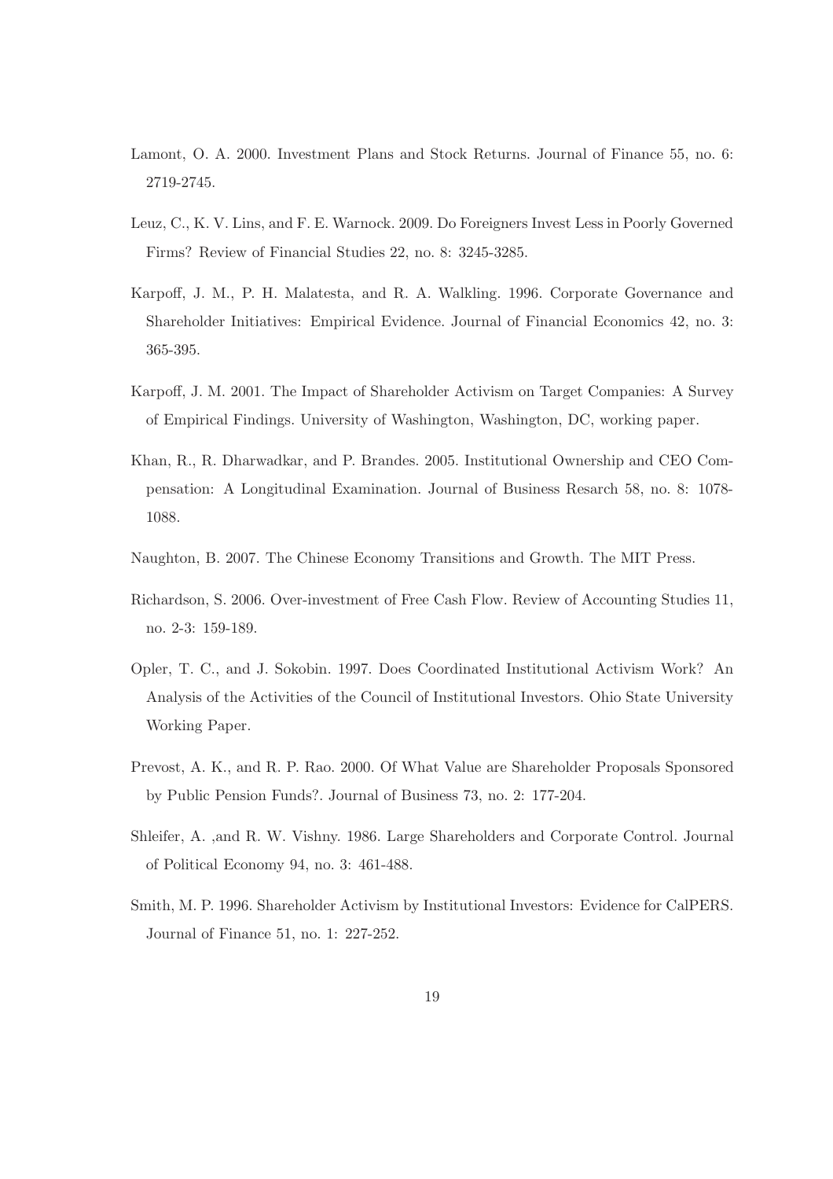Lamont, O. A. 2000. Investment Plans and Stock Returns. Journal of Finance 55, no. 6: 2719-2745.

Leuz, C., K. V. Lins, and F. E. Warnock. 2009. Do Foreigners Invest Less in Poorly Governed Firms? Review of Financial Studies 22, no. 8: 3245-3285.

Karpoff, J. M., P. H. Malatesta, and R. A. Walkling. 1996. Corporate Governance and Shareholder Initiatives: Empirical Evidence. Journal of Financial Economics 42, no. 3: 365-395.

Karpoff, J. M. 2001. The Impact of Shareholder Activism on Target Companies: A Survey of Empirical Findings. University of Washington, Washington, DC, working paper.

Khan, R., R. Dharwadkar, and P. Brandes. 2005. Institutional Ownership and CEO Compensation: A Longitudinal Examination. Journal of Business Resarch 58, no. 8: 1078-1088.

Naughton, B. 2007. The Chinese Economy Transitions and Growth. The MIT Press.

Richardson, S. 2006. Over-investment of Free Cash Flow. Review of Accounting Studies 11, no. 2-3: 159-189.

Opler, T. C., and J. Sokobin. 1997. Does Coordinated Institutional Activism Work? An Analysis of the Activities of the Council of Institutional Investors. Ohio State University Working Paper.

Prevost, A. K., and R. P. Rao. 2000. Of What Value are Shareholder Proposals Sponsored by Public Pension Funds?. Journal of Business 73, no. 2: 177-204.

Shleifer, A. ,and R. W. Vishny. 1986. Large Shareholders and Corporate Control. Journal of Political Economy 94, no. 3: 461-488.

Smith, M. P. 1996. Shareholder Activism by Institutional Investors: Evidence for CalPERS. Journal of Finance 51, no. 1: 227-252.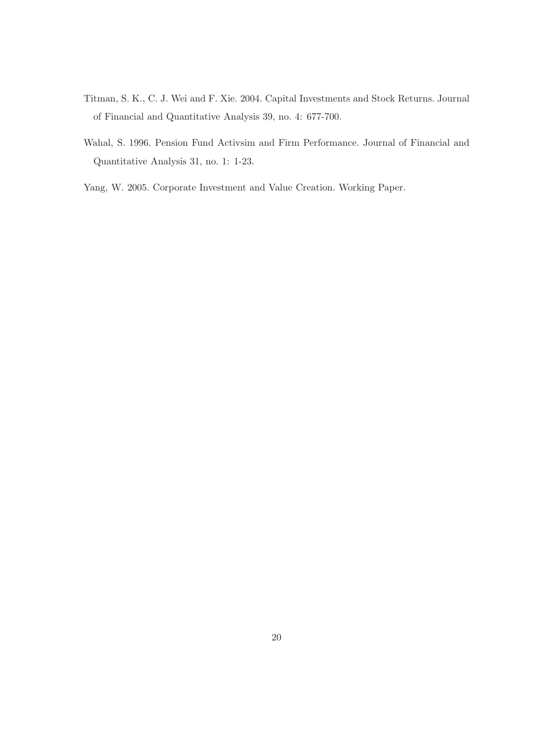Titman, S. K., C. J. Wei and F. Xie. 2004. Capital Investments and Stock Returns. Journal of Financial and Quantitative Analysis 39, no. 4: 677-700.

Wahal, S. 1996. Pension Fund Activsim and Firm Performance. Journal of Financial and Quantitative Analysis 31, no. 1: 1-23.

Yang, W. 2005. Corporate Investment and Value Creation. Working Paper.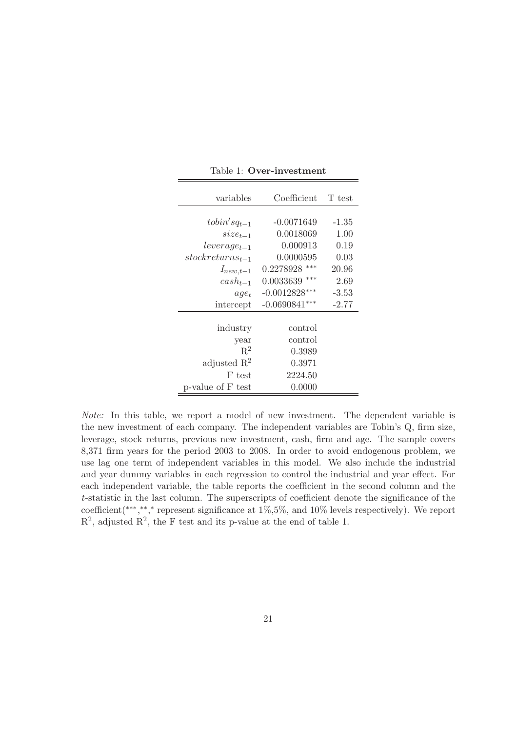Table 1: **Over-investment**

| variables | Coefficient | T test |
|---|---|---|
| $tobin'sq_{t-1}$ | -0.0071649 | -1.35 |
| $size_{t-1}$ | 0.0018069 | 1.00 |
| $leverage_{t-1}$ | 0.000913 | 0.19 |
| $stockreturns_{t-1}$ | 0.0000595 | 0.03 |
| $I_{new,t-1}$ | 0.2278928 $^{***}$ | 20.96 |
| $cash_{t-1}$ | 0.0033639 $^{***}$ | 2.69 |
| $age_t$ | -0.0012828$^{***}$ | -3.53 |
| intercept | -0.0690841$^{***}$ | -2.77 |
| industry | control | |
| year | control | |
| $R^2$ | 0.3989 | |
| adjusted $R^2$ | 0.3971 | |
| F test | 2224.50 | |
| p-value of F test | 0.0000 | |

*Note:* In this table, we report a model of new investment. The dependent variable is the new investment of each company. The independent variables are Tobin's Q, firm size, leverage, stock returns, previous new investment, cash, firm and age. The sample covers 8,371 firm years for the period 2003 to 2008. In order to avoid endogenous problem, we use lag one term of independent variables in this model. We also include the industrial and year dummy variables in each regression to control the industrial and year effect. For each independent variable, the table reports the coefficient in the second column and the $t$-statistic in the last column. The superscripts of coefficient denote the significance of the coefficient($^{***}$,$^{**}$,$^{*}$ represent significance at 1%,5%, and 10% levels respectively). We report $R^2$, adjusted $R^2$, the F test and its p-value at the end of table 1.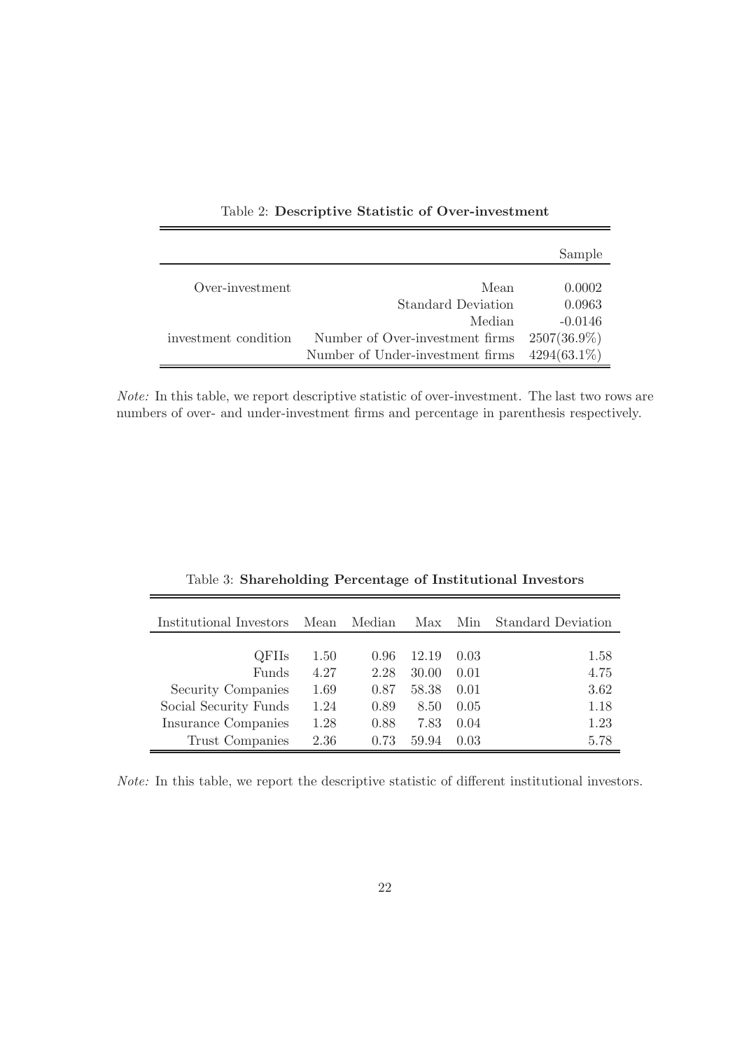Table 2: **Descriptive Statistic of Over-investment**

| | | Sample |
|---|---|---|
| Over-investment | Mean | 0.0002 |
| | Standard Deviation | 0.0963 |
| | Median | -0.0146 |
| investment condition | Number of Over-investment firms | 2507(36.9%) |
| | Number of Under-investment firms | 4294(63.1%) |

*Note:* In this table, we report descriptive statistic of over-investment. The last two rows are numbers of over- and under-investment firms and percentage in parenthesis respectively.

Table 3: **Shareholding Percentage of Institutional Investors**

| Institutional Investors | Mean | Median | Max | Min | Standard Deviation |
|---|---|---|---|---|---|
| QFIIs | 1.50 | 0.96 | 12.19 | 0.03 | 1.58 |
| Funds | 4.27 | 2.28 | 30.00 | 0.01 | 4.75 |
| Security Companies | 1.69 | 0.87 | 58.38 | 0.01 | 3.62 |
| Social Security Funds | 1.24 | 0.89 | 8.50 | 0.05 | 1.18 |
| Insurance Companies | 1.28 | 0.88 | 7.83 | 0.04 | 1.23 |
| Trust Companies | 2.36 | 0.73 | 59.94 | 0.03 | 5.78 |

*Note:* In this table, we report the descriptive statistic of different institutional investors.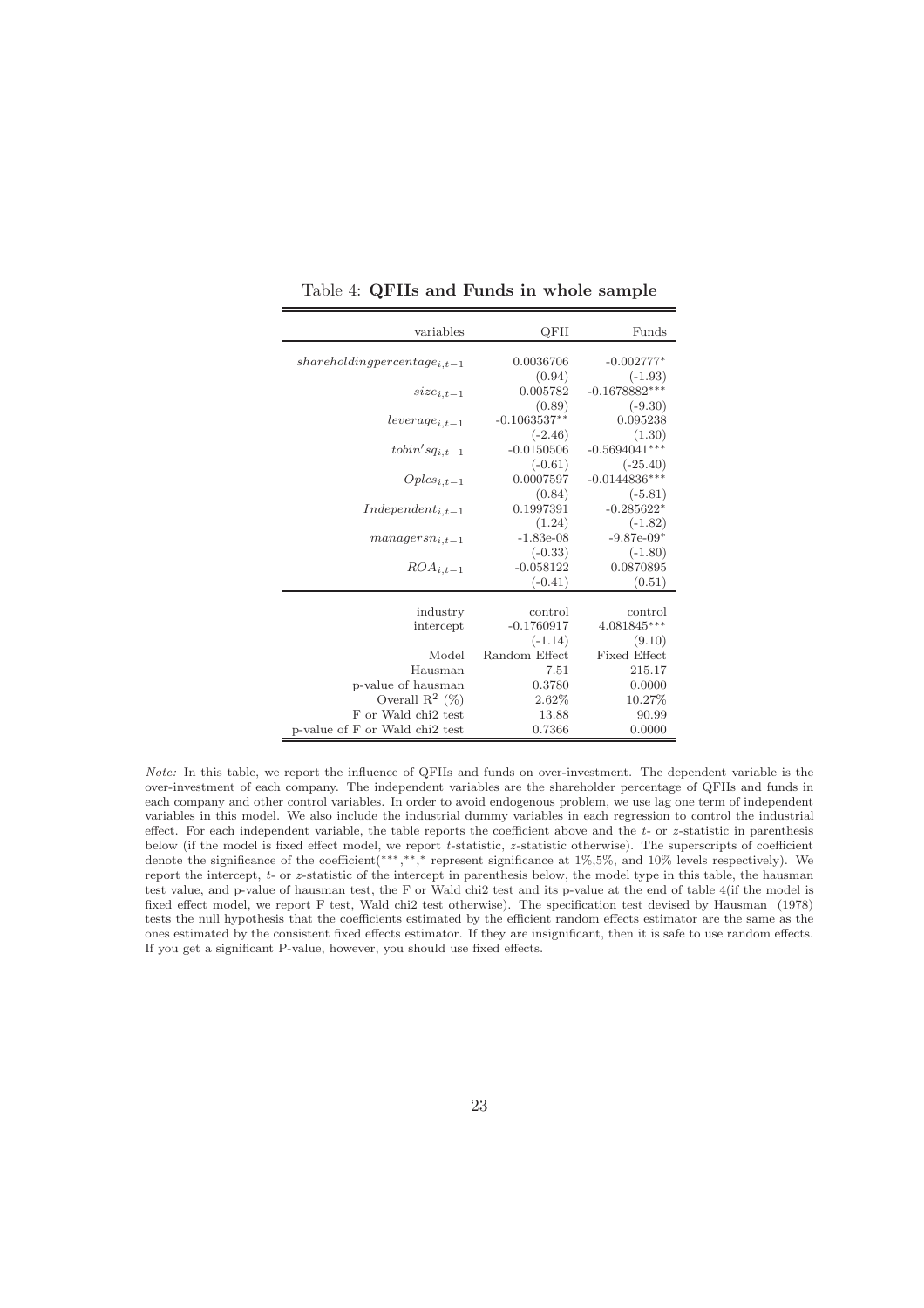Table 4: **QFIIs and Funds in whole sample**

| variables | QFII | Funds |
|---|---|---|
| $shareholdingpercentage_{i,t-1}$ | 0.0036706 | -0.002777* |
| | (0.94) | (-1.93) |
| $size_{i,t-1}$ | 0.005782 | -0.1678882*** |
| | (0.89) | (-9.30) |
| $leverage_{i,t-1}$ | -0.1063537** | 0.095238 |
| | (-2.46) | (1.30) |
| $tobin'sq_{i,t-1}$ | -0.0150506 | -0.5694041*** |
| | (-0.61) | (-25.40) |
| $Oplcs_{i,t-1}$ | 0.0007597 | -0.0144836*** |
| | (0.84) | (-5.81) |
| $Independent_{i,t-1}$ | 0.1997391 | -0.285622* |
| | (1.24) | (-1.82) |
| $managersn_{i,t-1}$ | -1.83e-08 | -9.87e-09* |
| | (-0.33) | (-1.80) |
| $ROA_{i,t-1}$ | -0.058122 | 0.0870895 |
| | (-0.41) | (0.51) |
| industry | control | control |
| intercept | -0.1760917 | 4.081845*** |
| | (-1.14) | (9.10) |
| Model | Random Effect | Fixed Effect |
| Hausman | 7.51 | 215.17 |
| p-value of hausman | 0.3780 | 0.0000 |
| Overall $R^2$ (%) | 2.62% | 10.27% |
| F or Wald chi2 test | 13.88 | 90.99 |
| p-value of F or Wald chi2 test | 0.7366 | 0.0000 |

*Note:* In this table, we report the influence of QFIIs and funds on over-investment. The dependent variable is the over-investment of each company. The independent variables are the shareholder percentage of QFIIs and funds in each company and other control variables. In order to avoid endogenous problem, we use lag one term of independent variables in this model. We also include the industrial dummy variables in each regression to control the industrial effect. For each independent variable, the table reports the coefficient above and the $t$- or $z$-statistic in parenthesis below (if the model is fixed effect model, we report $t$-statistic, $z$-statistic otherwise). The superscripts of coefficient denote the significance of the coefficient(***,**,* represent significance at 1%,5%, and 10% levels respectively). We report the intercept, $t$- or $z$-statistic of the intercept in parenthesis below, the model type in this table, the hausman test value, and p-value of hausman test, the F or Wald chi2 test and its p-value at the end of table 4(if the model is fixed effect model, we report F test, Wald chi2 test otherwise). The specification test devised by Hausman (1978) tests the null hypothesis that the coefficients estimated by the efficient random effects estimator are the same as the ones estimated by the consistent fixed effects estimator. If they are insignificant, then it is safe to use random effects. If you get a significant P-value, however, you should use fixed effects.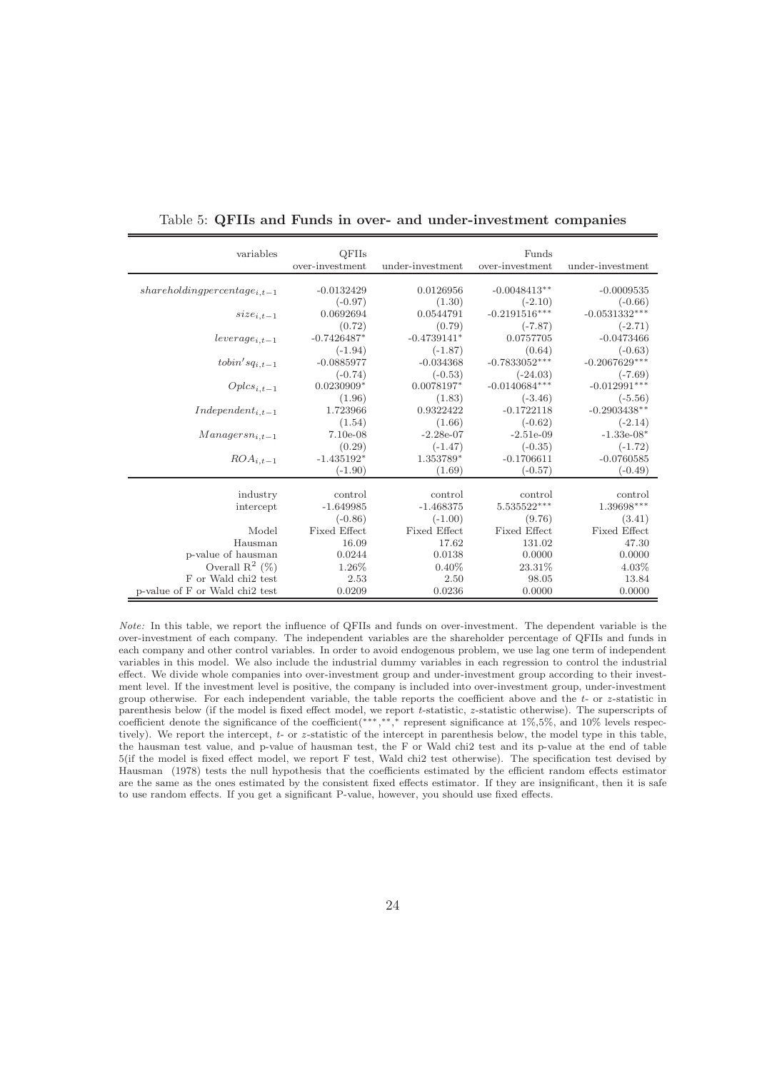Table 5: **QFIIs and Funds in over- and under-investment companies**

| variables | QFIIs over-investment | under-investment | Funds over-investment | under-investment |
|---|---|---|---|---|
| $shareholdingpercentage_{i,t-1}$ | -0.0132429 | 0.0126956 | -0.0048413** | -0.0009535 |
| | (-0.97) | (1.30) | (-2.10) | (-0.66) |
| $size_{i,t-1}$ | 0.0692694 | 0.0544791 | -0.2191516*** | -0.0531332*** |
| | (0.72) | (0.79) | (-7.87) | (-2.71) |
| $leverage_{i,t-1}$ | -0.7426487* | -0.4739141* | 0.0757705 | -0.0473466 |
| | (-1.94) | (-1.87) | (0.64) | (-0.63) |
| $tobin'sq_{i,t-1}$ | -0.0885977 | -0.034368 | -0.7833052*** | -0.2067629*** |
| | (-0.74) | (-0.53) | (-24.03) | (-7.69) |
| $Oplcs_{i,t-1}$ | 0.0230909* | 0.0078197* | -0.0140684*** | -0.012991*** |
| | (1.96) | (1.83) | (-3.46) | (-5.56) |
| $Independent_{i,t-1}$ | 1.723966 | 0.9322422 | -0.1722118 | -0.2903438** |
| | (1.54) | (1.66) | (-0.62) | (-2.14) |
| $Managersn_{i,t-1}$ | 7.10e-08 | -2.28e-07 | -2.51e-09 | -1.33e-08* |
| | (0.29) | (-1.47) | (-0.35) | (-1.72) |
| $ROA_{i,t-1}$ | -1.435192* | 1.353789* | -0.1706611 | -0.0760585 |
| | (-1.90) | (1.69) | (-0.57) | (-0.49) |
| industry | control | control | control | control |
| intercept | -1.649985 | -1.468375 | 5.535522*** | 1.39698*** |
| | (-0.86) | (-1.00) | (9.76) | (3.41) |
| Model | Fixed Effect | Fixed Effect | Fixed Effect | Fixed Effect |
| Hausman | 16.09 | 17.62 | 131.02 | 47.30 |
| p-value of hausman | 0.0244 | 0.0138 | 0.0000 | 0.0000 |
| Overall $R^2$ (%) | 1.26% | 0.40% | 23.31% | 4.03% |
| F or Wald chi2 test | 2.53 | 2.50 | 98.05 | 13.84 |
| p-value of F or Wald chi2 test | 0.0209 | 0.0236 | 0.0000 | 0.0000 |

*Note:* In this table, we report the influence of QFIIs and funds on over-investment. The dependent variable is the over-investment of each company. The independent variables are the shareholder percentage of QFIIs and funds in each company and other control variables. In order to avoid endogenous problem, we use lag one term of independent variables in this model. We also include the industrial dummy variables in each regression to control the industrial effect. We divide whole companies into over-investment group and under-investment group according to their investment level. If the investment level is positive, the company is included into over-investment group, under-investment group otherwise. For each independent variable, the table reports the coefficient above and the $t$- or $z$-statistic in parenthesis below (if the model is fixed effect model, we report $t$-statistic, $z$-statistic otherwise). The superscripts of coefficient denote the significance of the coefficient(***,**,* represent significance at 1%,5%, and 10% levels respectively). We report the intercept, $t$- or $z$-statistic of the intercept in parenthesis below, the model type in this table, the hausman test value, and p-value of hausman test, the F or Wald chi2 test and its p-value at the end of table 5(if the model is fixed effect model, we report F test, Wald chi2 test otherwise). The specification test devised by Hausman (1978) tests the null hypothesis that the coefficients estimated by the efficient random effects estimator are the same as the ones estimated by the consistent fixed effects estimator. If they are insignificant, then it is safe to use random effects. If you get a significant P-value, however, you should use fixed effects.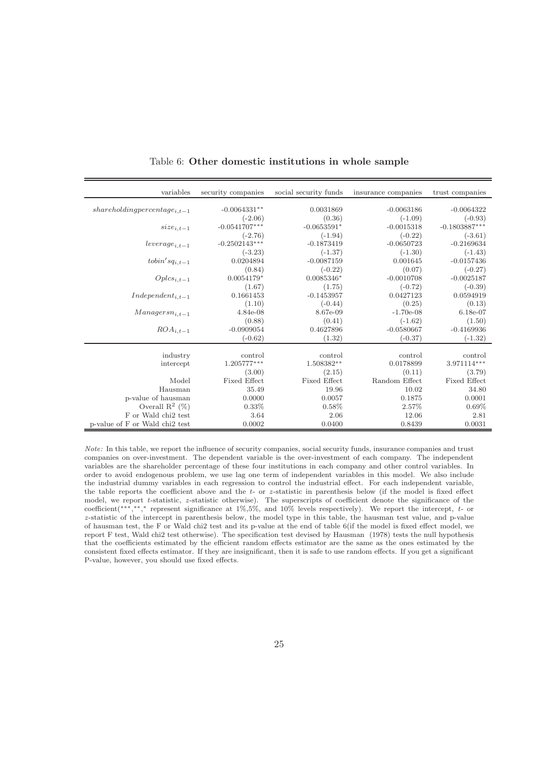Table 6: **Other domestic institutions in whole sample**

| variables | security companies | social security funds | insurance companies | trust companies |
|---|---|---|---|---|
| $shareholdingpercentage_{i,t-1}$ | -0.0064331** | 0.0031869 | -0.0063186 | -0.0064322 |
| | (-2.06) | (0.36) | (-1.09) | (-0.93) |
| $size_{i,t-1}$ | -0.0541707*** | -0.0653591* | -0.0015318 | -0.1803887*** |
| | (-2.76) | (-1.94) | (-0.22) | (-3.61) |
| $leverage_{i,t-1}$ | -0.2502143*** | -0.1873419 | -0.0650723 | -0.2169634 |
| | (-3.23) | (-1.37) | (-1.30) | (-1.43) |
| $tobin'sq_{i,t-1}$ | 0.0204894 | -0.0087159 | 0.001645 | -0.0157436 |
| | (0.84) | (-0.22) | (0.07) | (-0.27) |
| $Oplcs_{i,t-1}$ | 0.0054179* | 0.0085346* | -0.0010708 | -0.0025187 |
| | (1.67) | (1.75) | (-0.72) | (-0.39) |
| $Independent_{i,t-1}$ | 0.1661453 | -0.1453957 | 0.0427123 | 0.0594919 |
| | (1.10) | (-0.44) | (0.25) | (0.13) |
| $Managersn_{i,t-1}$ | 4.84e-08 | 8.67e-09 | -1.70e-08 | 6.18e-07 |
| | (0.88) | (0.41) | (-1.62) | (1.50) |
| $ROA_{i,t-1}$ | -0.0909054 | 0.4627896 | -0.0580667 | -0.4169936 |
| | (-0.62) | (1.32) | (-0.37) | (-1.32) |
| industry | control | control | control | control |
| intercept | 1.205777*** | 1.508382** | 0.0178899 | 3.971114*** |
| | (3.00) | (2.15) | (0.11) | (3.79) |
| Model | Fixed Effect | Fixed Effect | Random Effect | Fixed Effect |
| Hausman | 35.49 | 19.96 | 10.02 | 34.80 |
| p-value of hausman | 0.0000 | 0.0057 | 0.1875 | 0.0001 |
| Overall $R^2$ (%) | 0.33% | 0.58% | 2.57% | 0.69% |
| F or Wald chi2 test | 3.64 | 2.06 | 12.06 | 2.81 |
| p-value of F or Wald chi2 test | 0.0002 | 0.0400 | 0.8439 | 0.0031 |

*Note:* In this table, we report the influence of security companies, social security funds, insurance companies and trust companies on over-investment. The dependent variable is the over-investment of each company. The independent variables are the shareholder percentage of these four institutions in each company and other control variables. In order to avoid endogenous problem, we use lag one term of independent variables in this model. We also include the industrial dummy variables in each regression to control the industrial effect. For each independent variable, the table reports the coefficient above and the $t$- or $z$-statistic in parenthesis below (if the model is fixed effect model, we report $t$-statistic, $z$-statistic otherwise). The superscripts of coefficient denote the significance of the coefficient(***,**,* represent significance at 1%,5%, and 10% levels respectively). We report the intercept, $t$- or $z$-statistic of the intercept in parenthesis below, the model type in this table, the hausman test value, and p-value of hausman test, the F or Wald chi2 test and its p-value at the end of table 6(if the model is fixed effect model, we report F test, Wald chi2 test otherwise). The specification test devised by Hausman (1978) tests the null hypothesis that the coefficients estimated by the efficient random effects estimator are the same as the ones estimated by the consistent fixed effects estimator. If they are insignificant, then it is safe to use random effects. If you get a significant P-value, however, you should use fixed effects.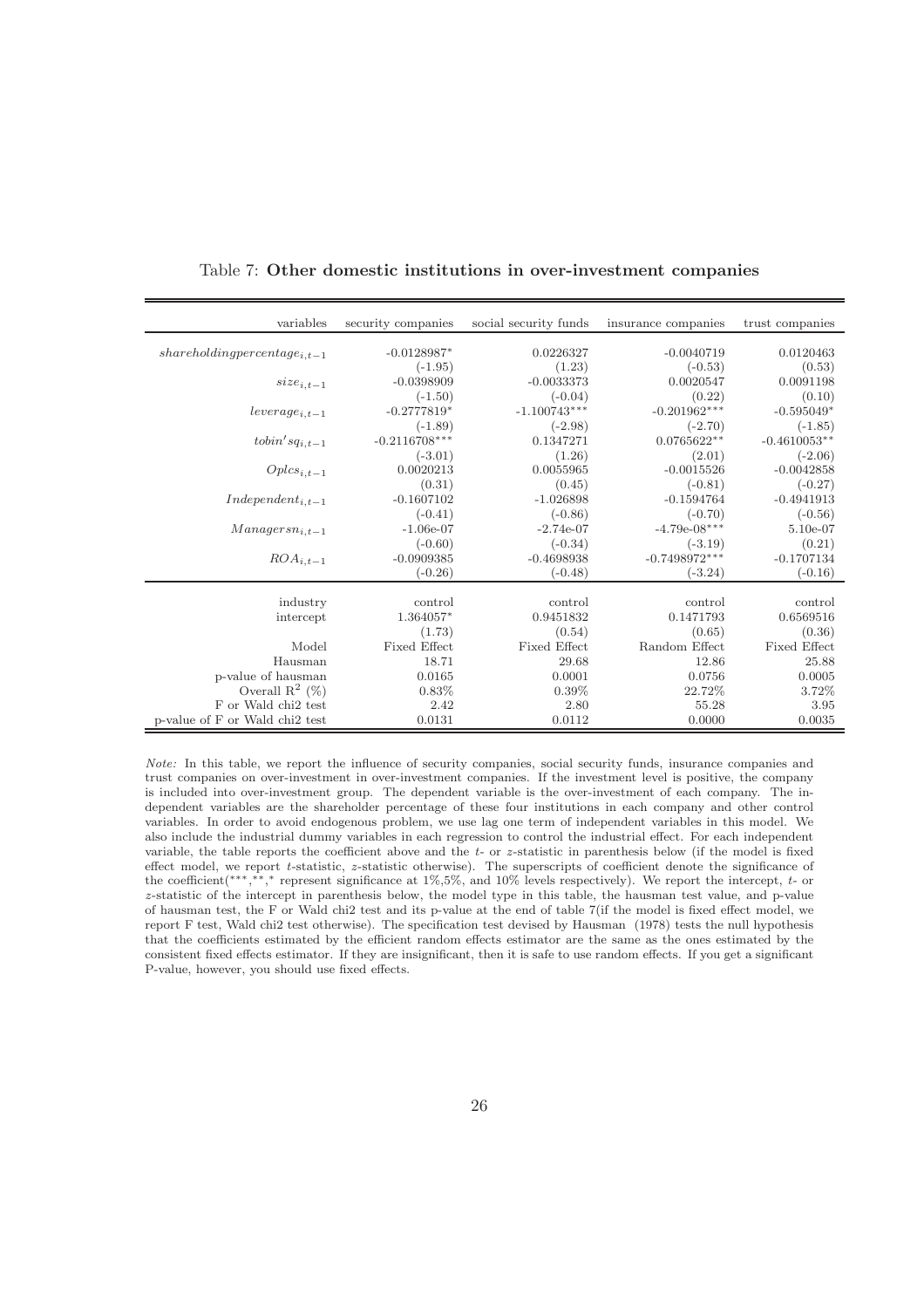Table 7: **Other domestic institutions in over-investment companies**

| variables | security companies | social security funds | insurance companies | trust companies |
|---|---|---|---|---|
| $shareholdingpercentage_{i,t-1}$ | -0.0128987* | 0.0226327 | -0.0040719 | 0.0120463 |
| | (-1.95) | (1.23) | (-0.53) | (0.53) |
| $size_{i,t-1}$ | -0.0398909 | -0.0033373 | 0.0020547 | 0.0091198 |
| | (-1.50) | (-0.04) | (0.22) | (0.10) |
| $leverage_{i,t-1}$ | -0.2777819* | -1.100743*** | -0.201962*** | -0.595049* |
| | (-1.89) | (-2.98) | (-2.70) | (-1.85) |
| $tobin'sq_{i,t-1}$ | -0.2116708*** | 0.1347271 | 0.0765622** | -0.4610053** |
| | (-3.01) | (1.26) | (2.01) | (-2.06) |
| $Oplcs_{i,t-1}$ | 0.0020213 | 0.0055965 | -0.0015526 | -0.0042858 |
| | (0.31) | (0.45) | (-0.81) | (-0.27) |
| $Independent_{i,t-1}$ | -0.1607102 | -1.026898 | -0.1594764 | -0.4941913 |
| | (-0.41) | (-0.86) | (-0.70) | (-0.56) |
| $Managersn_{i,t-1}$ | -1.06e-07 | -2.74e-07 | -4.79e-08*** | 5.10e-07 |
| | (-0.60) | (-0.34) | (-3.19) | (0.21) |
| $ROA_{i,t-1}$ | -0.0909385 | -0.4698938 | -0.7498972*** | -0.1707134 |
| | (-0.26) | (-0.48) | (-3.24) | (-0.16) |
| industry | control | control | control | control |
| intercept | 1.364057* | 0.9451832 | 0.1471793 | 0.6569516 |
| | (1.73) | (0.54) | (0.65) | (0.36) |
| Model | Fixed Effect | Fixed Effect | Random Effect | Fixed Effect |
| Hausman | 18.71 | 29.68 | 12.86 | 25.88 |
| p-value of hausman | 0.0165 | 0.0001 | 0.0756 | 0.0005 |
| Overall $R^2$ (%) | 0.83% | 0.39% | 22.72% | 3.72% |
| F or Wald chi2 test | 2.42 | 2.80 | 55.28 | 3.95 |
| p-value of F or Wald chi2 test | 0.0131 | 0.0112 | 0.0000 | 0.0035 |

*Note:* In this table, we report the influence of security companies, social security funds, insurance companies and trust companies on over-investment in over-investment companies. If the investment level is positive, the company is included into over-investment group. The dependent variable is the over-investment of each company. The independent variables are the shareholder percentage of these four institutions in each company and other control variables. In order to avoid endogenous problem, we use lag one term of independent variables in this model. We also include the industrial dummy variables in each regression to control the industrial effect. For each independent variable, the table reports the coefficient above and the *t*- or *z*-statistic in parenthesis below (if the model is fixed effect model, we report *t*-statistic, *z*-statistic otherwise). The superscripts of coefficient denote the significance of the coefficient(***,**,* represent significance at 1%,5%, and 10% levels respectively). We report the intercept, *t*- or *z*-statistic of the intercept in parenthesis below, the model type in this table, the hausman test value, and p-value of hausman test, the F or Wald chi2 test and its p-value at the end of table 7(if the model is fixed effect model, we report F test, Wald chi2 test otherwise). The specification test devised by Hausman (1978) tests the null hypothesis that the coefficients estimated by the efficient random effects estimator are the same as the ones estimated by the consistent fixed effects estimator. If they are insignificant, then it is safe to use random effects. If you get a significant P-value, however, you should use fixed effects.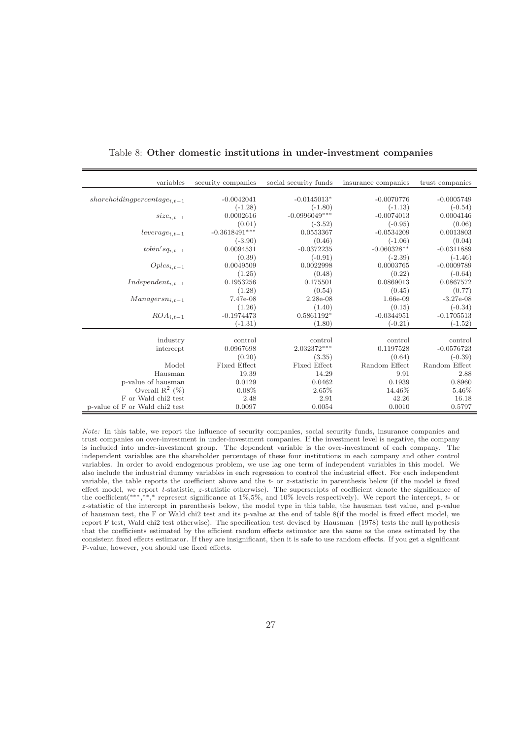Table 8: **Other domestic institutions in under-investment companies**

| variables | security companies | social security funds | insurance companies | trust companies |
|---|---|---|---|---|
| $shareholdingpercentage_{i,t-1}$ | -0.0042041 | -0.0145013* | -0.0070776 | -0.0005749 |
| | (-1.28) | (-1.80) | (-1.13) | (-0.54) |
| $size_{i,t-1}$ | 0.0002616 | -0.0996049*** | -0.0074013 | 0.0004146 |
| | (0.01) | (-3.52) | (-0.95) | (0.06) |
| $leverage_{i,t-1}$ | -0.3618491*** | 0.0553367 | -0.0534209 | 0.0013803 |
| | (-3.90) | (0.46) | (-1.06) | (0.04) |
| $tobin'sq_{i,t-1}$ | 0.0094531 | -0.0372235 | -0.060328** | -0.0311889 |
| | (0.39) | (-0.91) | (-2.39) | (-1.46) |
| $Oplcs_{i,t-1}$ | 0.0049509 | 0.0022998 | 0.0003765 | -0.0009789 |
| | (1.25) | (0.48) | (0.22) | (-0.64) |
| $Independent_{i,t-1}$ | 0.1953256 | 0.175501 | 0.0869013 | 0.0867572 |
| | (1.28) | (0.54) | (0.45) | (0.77) |
| $Managersn_{i,t-1}$ | 7.47e-08 | 2.28e-08 | 1.66e-09 | -3.27e-08 |
| | (1.26) | (1.40) | (0.15) | (-0.34) |
| $ROA_{i,t-1}$ | -0.1974473 | 0.5861192* | -0.0344951 | -0.1705513 |
| | (-1.31) | (1.80) | (-0.21) | (-1.52) |
| industry | control | control | control | control |
| intercept | 0.0967698 | 2.032372*** | 0.1197528 | -0.0576723 |
| | (0.20) | (3.35) | (0.64) | (-0.39) |
| Model | Fixed Effect | Fixed Effect | Random Effect | Random Effect |
| Hausman | 19.39 | 14.29 | 9.91 | 2.88 |
| p-value of hausman | 0.0129 | 0.0462 | 0.1939 | 0.8960 |
| Overall $R^2$ (%) | 0.08% | 2.65% | 14.46% | 5.46% |
| F or Wald chi2 test | 2.48 | 2.91 | 42.26 | 16.18 |
| p-value of F or Wald chi2 test | 0.0097 | 0.0054 | 0.0010 | 0.5797 |

*Note:* In this table, we report the influence of security companies, social security funds, insurance companies and trust companies on over-investment in under-investment companies. If the investment level is negative, the company is included into under-investment group. The dependent variable is the over-investment of each company. The independent variables are the shareholder percentage of these four institutions in each company and other control variables. In order to avoid endogenous problem, we use lag one term of independent variables in this model. We also include the industrial dummy variables in each regression to control the industrial effect. For each independent variable, the table reports the coefficient above and the $t$- or $z$-statistic in parenthesis below (if the model is fixed effect model, we report $t$-statistic, $z$-statistic otherwise). The superscripts of coefficient denote the significance of the coefficient(***,**,* represent significance at 1%,5%, and 10% levels respectively). We report the intercept, $t$- or $z$-statistic of the intercept in parenthesis below, the model type in this table, the hausman test value, and p-value of hausman test, the F or Wald chi2 test and its p-value at the end of table 8(if the model is fixed effect model, we report F test, Wald chi2 test otherwise). The specification test devised by Hausman (1978) tests the null hypothesis that the coefficients estimated by the efficient random effects estimator are the same as the ones estimated by the consistent fixed effects estimator. If they are insignificant, then it is safe to use random effects. If you get a significant P-value, however, you should use fixed effects.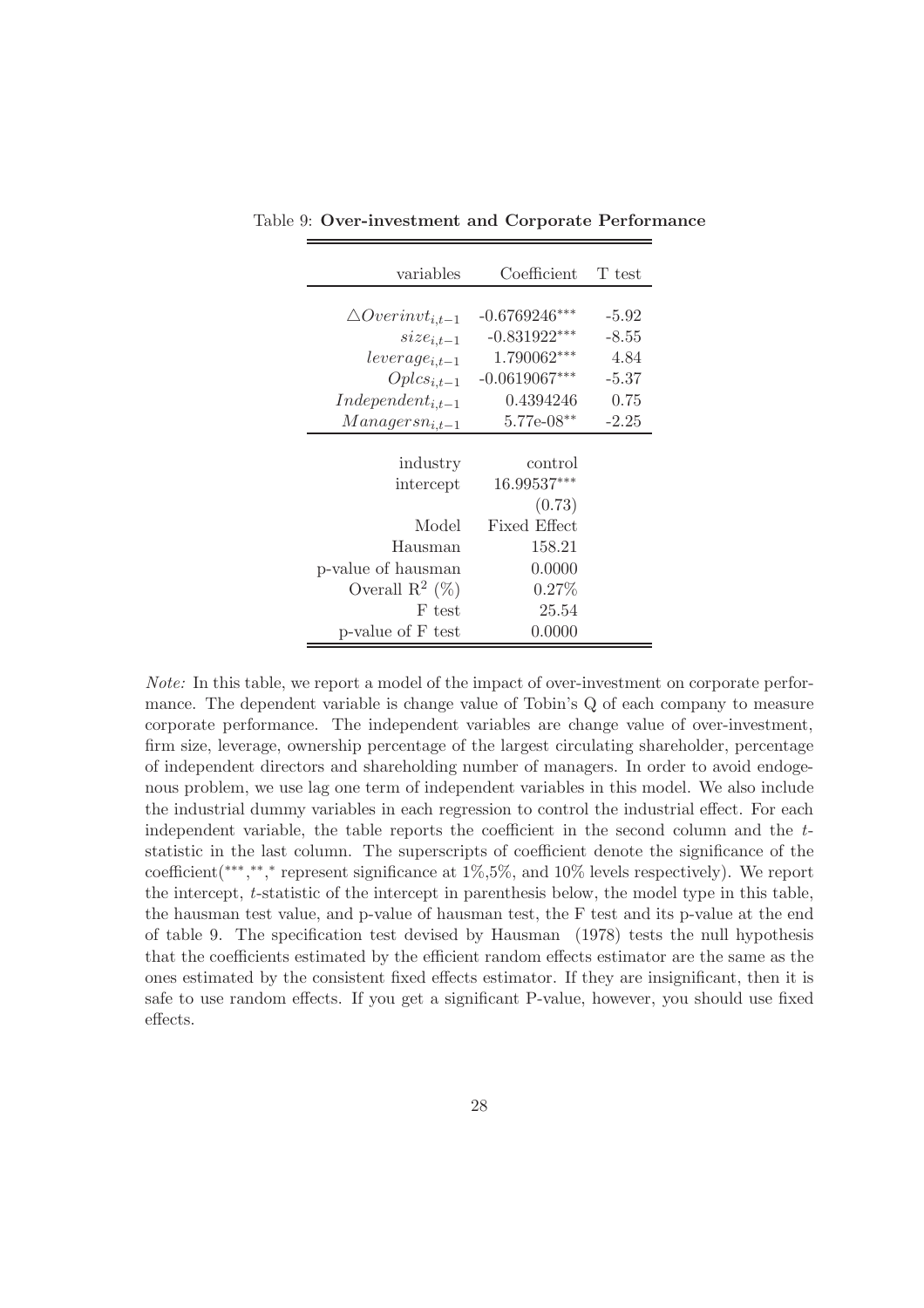Table 9: **Over-investment and Corporate Performance**

| variables | Coefficient | T test |
|---|---|---|
| $\triangle Overinvt_{i,t-1}$ | $-0.6769246^{***}$ | -5.92 |
| $size_{i,t-1}$ | $-0.831922^{***}$ | -8.55 |
| $leverage_{i,t-1}$ | $1.790062^{***}$ | 4.84 |
| $Oplcs_{i,t-1}$ | $-0.0619067^{***}$ | -5.37 |
| $Independent_{i,t-1}$ | 0.4394246 | 0.75 |
| $Managersn_{i,t-1}$ | $5.77e\text{-}08^{**}$ | -2.25 |
| industry | control | |
| intercept | $16.99537^{***}$ | |
| | (0.73) | |
| Model | Fixed Effect | |
| Hausman | 158.21 | |
| p-value of hausman | 0.0000 | |
| Overall $R^2$ (%) | 0.27% | |
| F test | 25.54 | |
| p-value of F test | 0.0000 | |

*Note:* In this table, we report a model of the impact of over-investment on corporate performance. The dependent variable is change value of Tobin's Q of each company to measure corporate performance. The independent variables are change value of over-investment, firm size, leverage, ownership percentage of the largest circulating shareholder, percentage of independent directors and shareholding number of managers. In order to avoid endogenous problem, we use lag one term of independent variables in this model. We also include the industrial dummy variables in each regression to control the industrial effect. For each independent variable, the table reports the coefficient in the second column and the $t$-statistic in the last column. The superscripts of coefficient denote the significance of the coefficient($^{***}$,$^{**}$,$^{*}$ represent significance at 1%,5%, and 10% levels respectively). We report the intercept, $t$-statistic of the intercept in parenthesis below, the model type in this table, the hausman test value, and p-value of hausman test, the F test and its p-value at the end of table 9. The specification test devised by Hausman (1978) tests the null hypothesis that the coefficients estimated by the efficient random effects estimator are the same as the ones estimated by the consistent fixed effects estimator. If they are insignificant, then it is safe to use random effects. If you get a significant P-value, however, you should use fixed effects.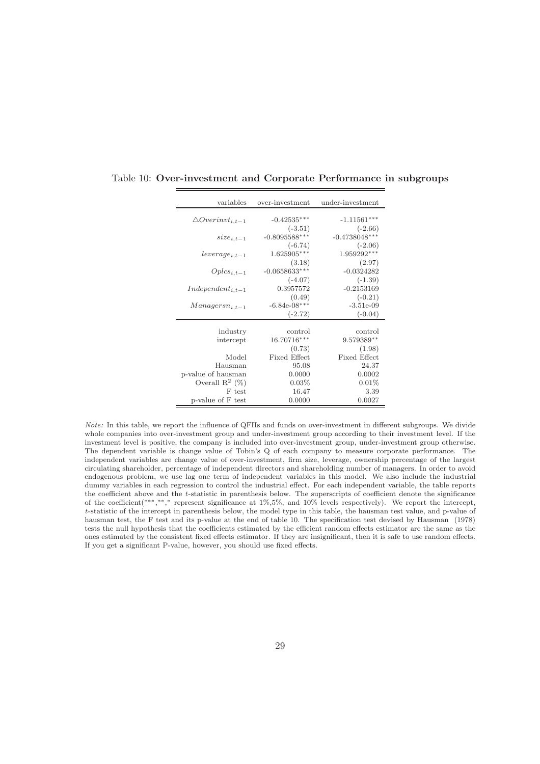Table 10: **Over-investment and Corporate Performance in subgroups**

| variables | over-investment | under-investment |
|---|---|---|
| $\triangle Overinvt_{i,t-1}$ | -0.42535*** | -1.11561*** |
| | (-3.51) | (-2.66) |
| $size_{i,t-1}$ | -0.8095588*** | -0.4738048*** |
| | (-6.74) | (-2.06) |
| $leverage_{i,t-1}$ | 1.625905*** | 1.959292*** |
| | (3.18) | (2.97) |
| $Oplcs_{i,t-1}$ | -0.0658633*** | -0.0324282 |
| | (-4.07) | (-1.39) |
| $Independent_{i,t-1}$ | 0.3957572 | -0.2153169 |
| | (0.49) | (-0.21) |
| $Managersn_{i,t-1}$ | -6.84e-08*** | -3.51e-09 |
| | (-2.72) | (-0.04) |
| industry | control | control |
| intercept | 16.70716*** | 9.579389** |
| | (0.73) | (1.98) |
| Model | Fixed Effect | Fixed Effect |
| Hausman | 95.08 | 24.37 |
| p-value of hausman | 0.0000 | 0.0002 |
| Overall $R^2$ (%) | 0.03% | 0.01% |
| F test | 16.47 | 3.39 |
| p-value of F test | 0.0000 | 0.0027 |

*Note:* In this table, we report the influence of QFIIs and funds on over-investment in different subgroups. We divide whole companies into over-investment group and under-investment group according to their investment level. If the investment level is positive, the company is included into over-investment group, under-investment group otherwise. The dependent variable is change value of Tobin's Q of each company to measure corporate performance. The independent variables are change value of over-investment, firm size, leverage, ownership percentage of the largest circulating shareholder, percentage of independent directors and shareholding number of managers. In order to avoid endogenous problem, we use lag one term of independent variables in this model. We also include the industrial dummy variables in each regression to control the industrial effect. For each independent variable, the table reports the coefficient above and the *t*-statistic in parenthesis below. The superscripts of coefficient denote the significance of the coefficient(***,**,* represent significance at 1%,5%, and 10% levels respectively). We report the intercept, *t*-statistic of the intercept in parenthesis below, the model type in this table, the hausman test value, and p-value of hausman test, the F test and its p-value at the end of table 10. The specification test devised by Hausman (1978) tests the null hypothesis that the coefficients estimated by the efficient random effects estimator are the same as the ones estimated by the consistent fixed effects estimator. If they are insignificant, then it is safe to use random effects. If you get a significant P-value, however, you should use fixed effects.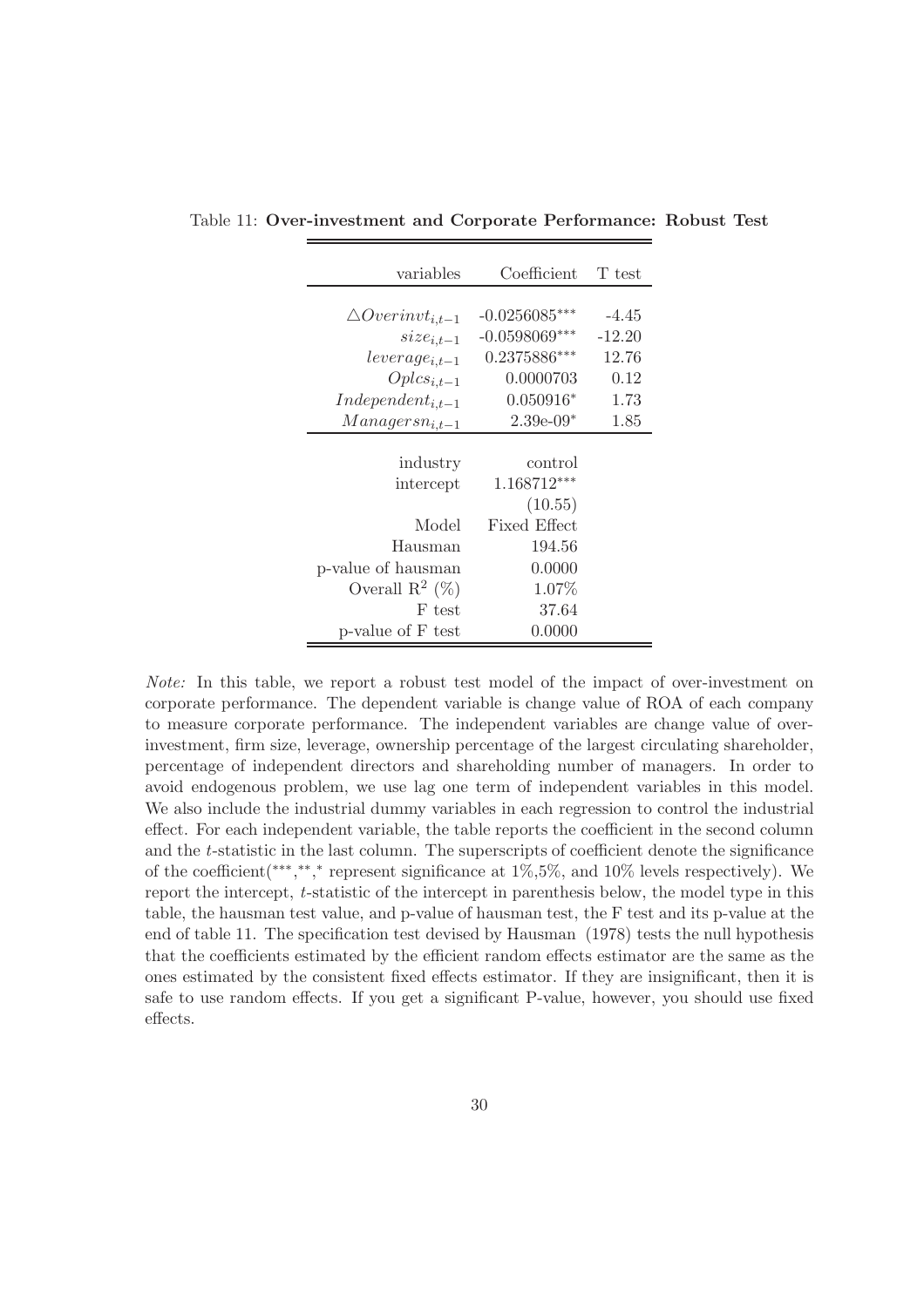Table 11: **Over-investment and Corporate Performance: Robust Test**

| variables | Coefficient | T test |
|---|---|---|
| $\triangle Overinvt_{i,t-1}$ | -0.0256085*** | -4.45 |
| $size_{i,t-1}$ | -0.0598069*** | -12.20 |
| $leverage_{i,t-1}$ | 0.2375886*** | 12.76 |
| $Oplcs_{i,t-1}$ | 0.0000703 | 0.12 |
| $Independent_{i,t-1}$ | 0.050916* | 1.73 |
| $Managersn_{i,t-1}$ | 2.39e-09* | 1.85 |
| industry | control | |
| intercept | 1.168712*** | |
| | (10.55) | |
| Model | Fixed Effect | |
| Hausman | 194.56 | |
| p-value of hausman | 0.0000 | |
| Overall $R^2$ (%) | 1.07% | |
| F test | 37.64 | |
| p-value of F test | 0.0000 | |

*Note:* In this table, we report a robust test model of the impact of over-investment on corporate performance. The dependent variable is change value of ROA of each company to measure corporate performance. The independent variables are change value of over-investment, firm size, leverage, ownership percentage of the largest circulating shareholder, percentage of independent directors and shareholding number of managers. In order to avoid endogenous problem, we use lag one term of independent variables in this model. We also include the industrial dummy variables in each regression to control the industrial effect. For each independent variable, the table reports the coefficient in the second column and the $t$-statistic in the last column. The superscripts of coefficient denote the significance of the coefficient($^{***}$,$^{**}$,$^{*}$ represent significance at 1%,5%, and 10% levels respectively). We report the intercept, $t$-statistic of the intercept in parenthesis below, the model type in this table, the hausman test value, and p-value of hausman test, the F test and its p-value at the end of table 11. The specification test devised by Hausman (1978) tests the null hypothesis that the coefficients estimated by the efficient random effects estimator are the same as the ones estimated by the consistent fixed effects estimator. If they are insignificant, then it is safe to use random effects. If you get a significant P-value, however, you should use fixed effects.